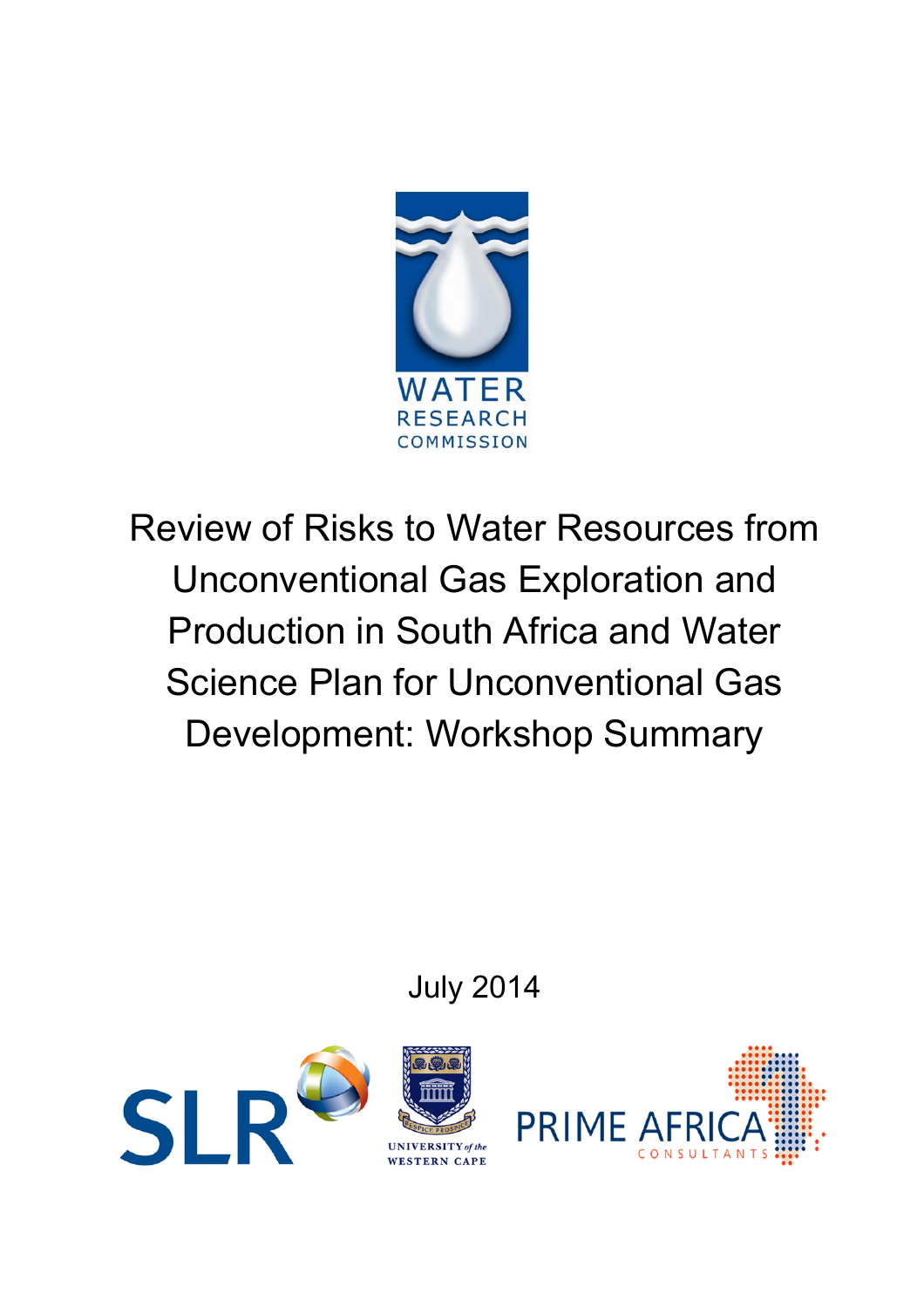WATER
RESEARCH
COMMISSION

# Review of Risks to Water Resources from Unconventional Gas Exploration and Production in South Africa and Water Science Plan for Unconventional Gas Development: Workshop Summary

July 2014

SLR

UNIVERSITY of the WESTERN CAPE

PRIME AFRICA CONSULTANTS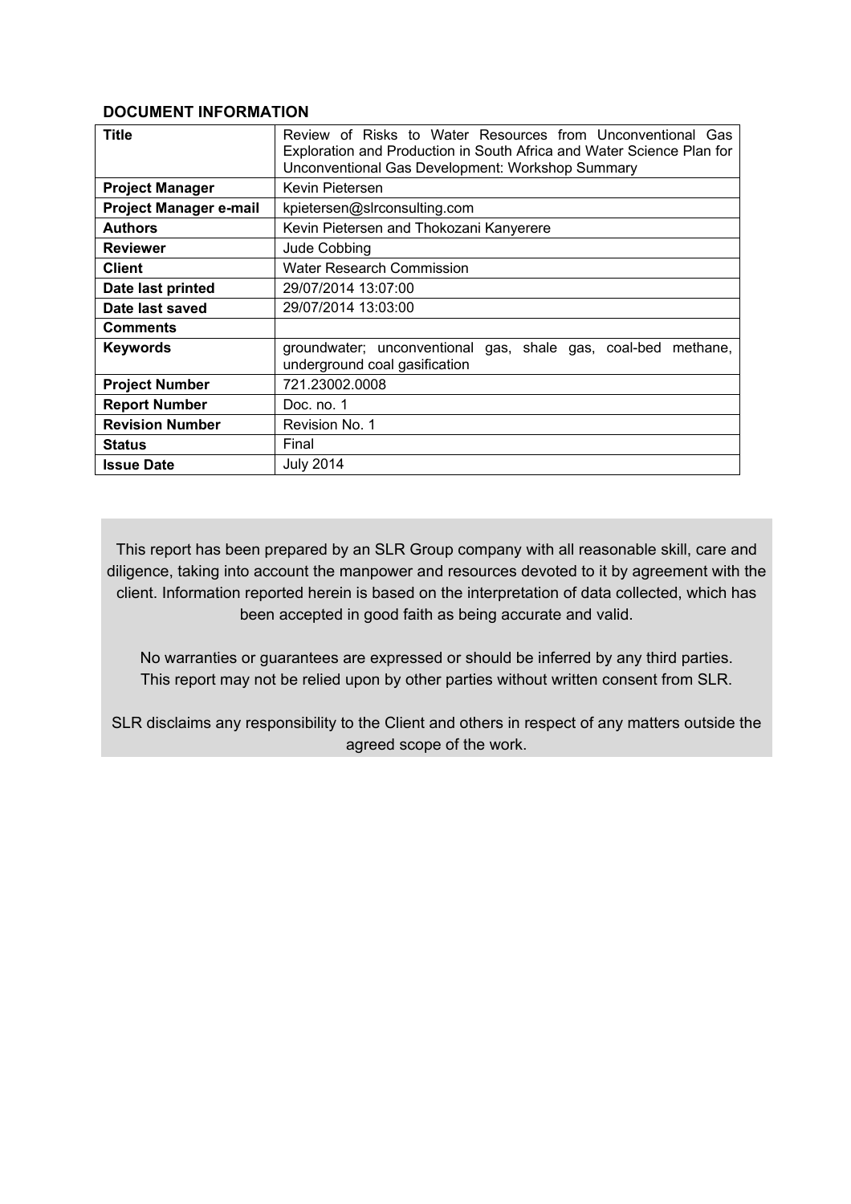**DOCUMENT INFORMATION**

| | |
|---|---|
| **Title** | Review of Risks to Water Resources from Unconventional Gas Exploration and Production in South Africa and Water Science Plan for Unconventional Gas Development: Workshop Summary |
| **Project Manager** | Kevin Pietersen |
| **Project Manager e-mail** | kpietersen@slrconsulting.com |
| **Authors** | Kevin Pietersen and Thokozani Kanyerere |
| **Reviewer** | Jude Cobbing |
| **Client** | Water Research Commission |
| **Date last printed** | 29/07/2014 13:07:00 |
| **Date last saved** | 29/07/2014 13:03:00 |
| **Comments** | |
| **Keywords** | groundwater; unconventional gas, shale gas, coal-bed methane, underground coal gasification |
| **Project Number** | 721.23002.0008 |
| **Report Number** | Doc. no. 1 |
| **Revision Number** | Revision No. 1 |
| **Status** | Final |
| **Issue Date** | July 2014 |

This report has been prepared by an SLR Group company with all reasonable skill, care and diligence, taking into account the manpower and resources devoted to it by agreement with the client. Information reported herein is based on the interpretation of data collected, which has been accepted in good faith as being accurate and valid.

No warranties or guarantees are expressed or should be inferred by any third parties. This report may not be relied upon by other parties without written consent from SLR.

SLR disclaims any responsibility to the Client and others in respect of any matters outside the agreed scope of the work.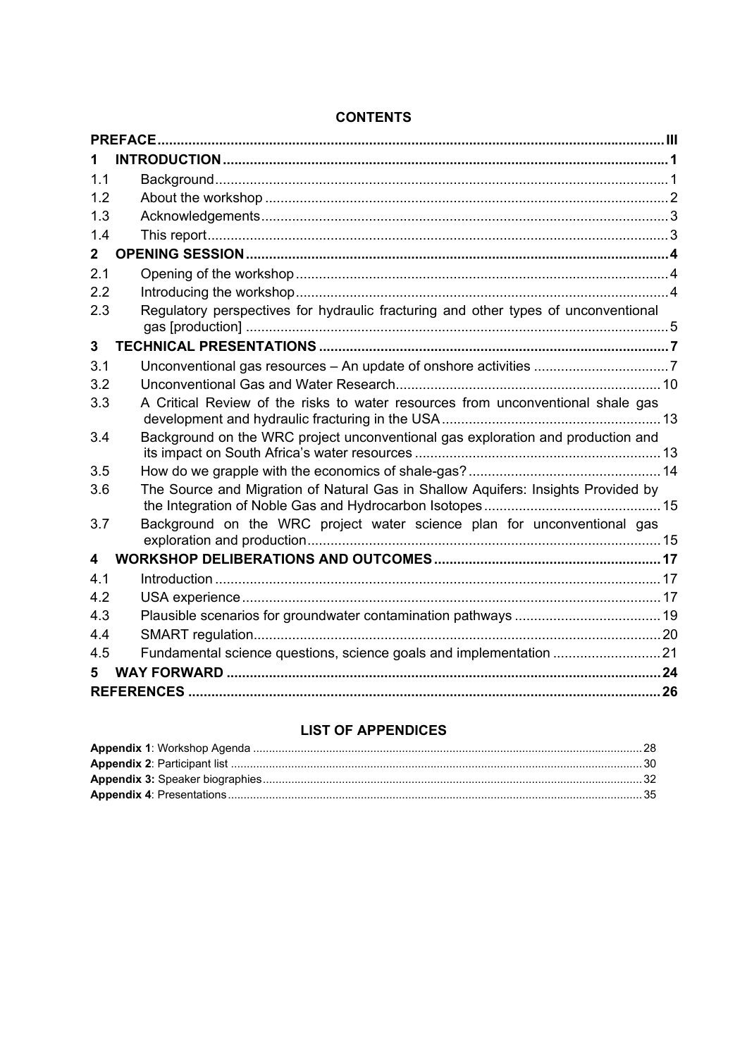# CONTENTS

| | | |
|---|---|---|
| **PREFACE** | | **III** |
| **1** | **INTRODUCTION** | **1** |
| 1.1 | Background | 1 |
| 1.2 | About the workshop | 2 |
| 1.3 | Acknowledgements | 3 |
| 1.4 | This report | 3 |
| **2** | **OPENING SESSION** | **4** |
| 2.1 | Opening of the workshop | 4 |
| 2.2 | Introducing the workshop | 4 |
| 2.3 | Regulatory perspectives for hydraulic fracturing and other types of unconventional gas [production] | 5 |
| **3** | **TECHNICAL PRESENTATIONS** | **7** |
| 3.1 | Unconventional gas resources – An update of onshore activities | 7 |
| 3.2 | Unconventional Gas and Water Research | 10 |
| 3.3 | A Critical Review of the risks to water resources from unconventional shale gas development and hydraulic fracturing in the USA | 13 |
| 3.4 | Background on the WRC project unconventional gas exploration and production and its impact on South Africa's water resources | 13 |
| 3.5 | How do we grapple with the economics of shale-gas? | 14 |
| 3.6 | The Source and Migration of Natural Gas in Shallow Aquifers: Insights Provided by the Integration of Noble Gas and Hydrocarbon Isotopes | 15 |
| 3.7 | Background on the WRC project water science plan for unconventional gas exploration and production | 15 |
| **4** | **WORKSHOP DELIBERATIONS AND OUTCOMES** | **17** |
| 4.1 | Introduction | 17 |
| 4.2 | USA experience | 17 |
| 4.3 | Plausible scenarios for groundwater contamination pathways | 19 |
| 4.4 | SMART regulation | 20 |
| 4.5 | Fundamental science questions, science goals and implementation | 21 |
| **5** | **WAY FORWARD** | **24** |
| **REFERENCES** | | **26** |

## LIST OF APPENDICES

| | |
|---|---|
| **Appendix 1**: Workshop Agenda | 28 |
| **Appendix 2**: Participant list | 30 |
| **Appendix 3:** Speaker biographies | 32 |
| **Appendix 4**: Presentations | 35 |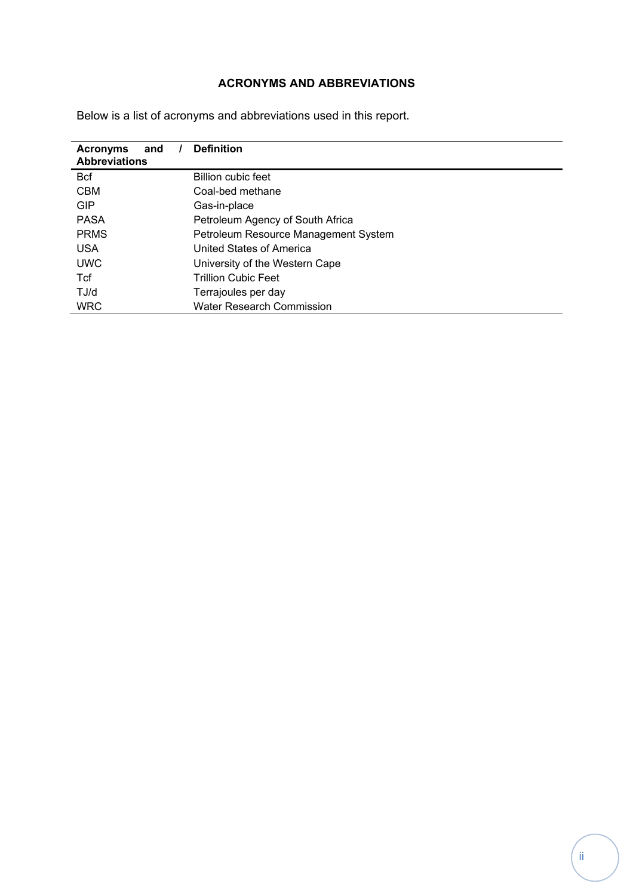# ACRONYMS AND ABBREVIATIONS

Below is a list of acronyms and abbreviations used in this report.

| Acronyms and / Abbreviations | Definition |
|---|---|
| Bcf | Billion cubic feet |
| CBM | Coal-bed methane |
| GIP | Gas-in-place |
| PASA | Petroleum Agency of South Africa |
| PRMS | Petroleum Resource Management System |
| USA | United States of America |
| UWC | University of the Western Cape |
| Tcf | Trillion Cubic Feet |
| TJ/d | Terrajoules per day |
| WRC | Water Research Commission |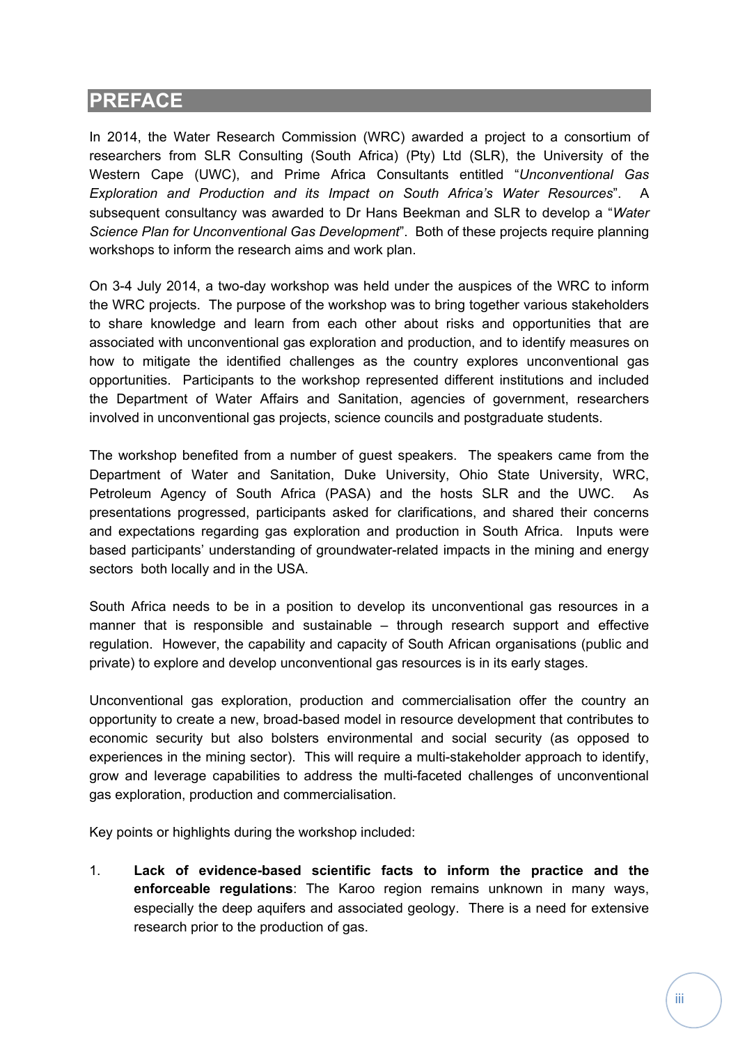# PREFACE

In 2014, the Water Research Commission (WRC) awarded a project to a consortium of researchers from SLR Consulting (South Africa) (Pty) Ltd (SLR), the University of the Western Cape (UWC), and Prime Africa Consultants entitled "*Unconventional Gas Exploration and Production and its Impact on South Africa's Water Resources*". A subsequent consultancy was awarded to Dr Hans Beekman and SLR to develop a "*Water Science Plan for Unconventional Gas Development*". Both of these projects require planning workshops to inform the research aims and work plan.

On 3-4 July 2014, a two-day workshop was held under the auspices of the WRC to inform the WRC projects. The purpose of the workshop was to bring together various stakeholders to share knowledge and learn from each other about risks and opportunities that are associated with unconventional gas exploration and production, and to identify measures on how to mitigate the identified challenges as the country explores unconventional gas opportunities. Participants to the workshop represented different institutions and included the Department of Water Affairs and Sanitation, agencies of government, researchers involved in unconventional gas projects, science councils and postgraduate students.

The workshop benefited from a number of guest speakers. The speakers came from the Department of Water and Sanitation, Duke University, Ohio State University, WRC, Petroleum Agency of South Africa (PASA) and the hosts SLR and the UWC. As presentations progressed, participants asked for clarifications, and shared their concerns and expectations regarding gas exploration and production in South Africa. Inputs were based participants' understanding of groundwater-related impacts in the mining and energy sectors both locally and in the USA.

South Africa needs to be in a position to develop its unconventional gas resources in a manner that is responsible and sustainable – through research support and effective regulation. However, the capability and capacity of South African organisations (public and private) to explore and develop unconventional gas resources is in its early stages.

Unconventional gas exploration, production and commercialisation offer the country an opportunity to create a new, broad-based model in resource development that contributes to economic security but also bolsters environmental and social security (as opposed to experiences in the mining sector). This will require a multi-stakeholder approach to identify, grow and leverage capabilities to address the multi-faceted challenges of unconventional gas exploration, production and commercialisation.

Key points or highlights during the workshop included:

1. **Lack of evidence-based scientific facts to inform the practice and the enforceable regulations**: The Karoo region remains unknown in many ways, especially the deep aquifers and associated geology. There is a need for extensive research prior to the production of gas.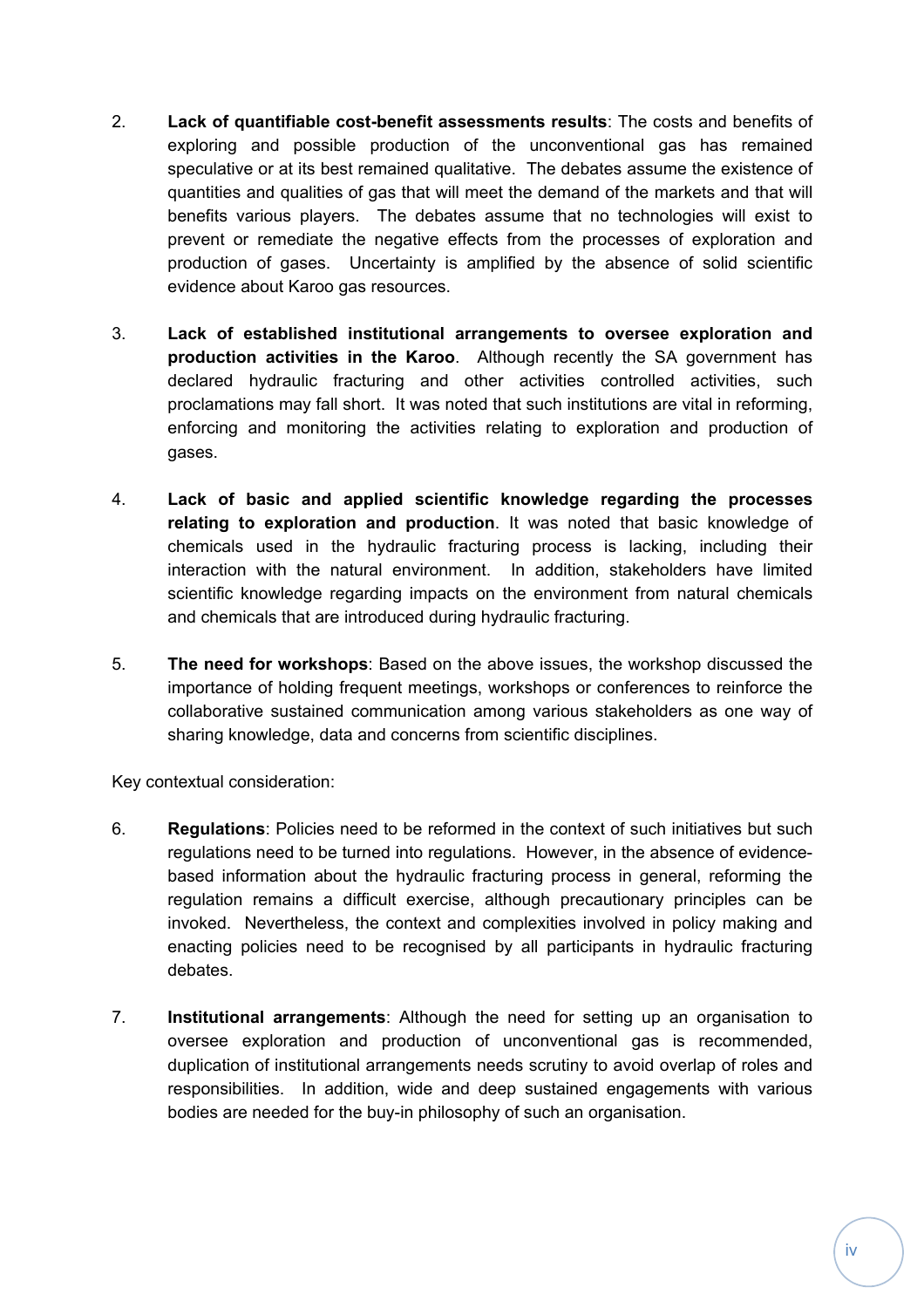2. **Lack of quantifiable cost-benefit assessments results**: The costs and benefits of exploring and possible production of the unconventional gas has remained speculative or at its best remained qualitative. The debates assume the existence of quantities and qualities of gas that will meet the demand of the markets and that will benefits various players. The debates assume that no technologies will exist to prevent or remediate the negative effects from the processes of exploration and production of gases. Uncertainty is amplified by the absence of solid scientific evidence about Karoo gas resources.

3. **Lack of established institutional arrangements to oversee exploration and production activities in the Karoo**. Although recently the SA government has declared hydraulic fracturing and other activities controlled activities, such proclamations may fall short. It was noted that such institutions are vital in reforming, enforcing and monitoring the activities relating to exploration and production of gases.

4. **Lack of basic and applied scientific knowledge regarding the processes relating to exploration and production**. It was noted that basic knowledge of chemicals used in the hydraulic fracturing process is lacking, including their interaction with the natural environment. In addition, stakeholders have limited scientific knowledge regarding impacts on the environment from natural chemicals and chemicals that are introduced during hydraulic fracturing.

5. **The need for workshops**: Based on the above issues, the workshop discussed the importance of holding frequent meetings, workshops or conferences to reinforce the collaborative sustained communication among various stakeholders as one way of sharing knowledge, data and concerns from scientific disciplines.

Key contextual consideration:

6. **Regulations**: Policies need to be reformed in the context of such initiatives but such regulations need to be turned into regulations. However, in the absence of evidence-based information about the hydraulic fracturing process in general, reforming the regulation remains a difficult exercise, although precautionary principles can be invoked. Nevertheless, the context and complexities involved in policy making and enacting policies need to be recognised by all participants in hydraulic fracturing debates.

7. **Institutional arrangements**: Although the need for setting up an organisation to oversee exploration and production of unconventional gas is recommended, duplication of institutional arrangements needs scrutiny to avoid overlap of roles and responsibilities. In addition, wide and deep sustained engagements with various bodies are needed for the buy-in philosophy of such an organisation.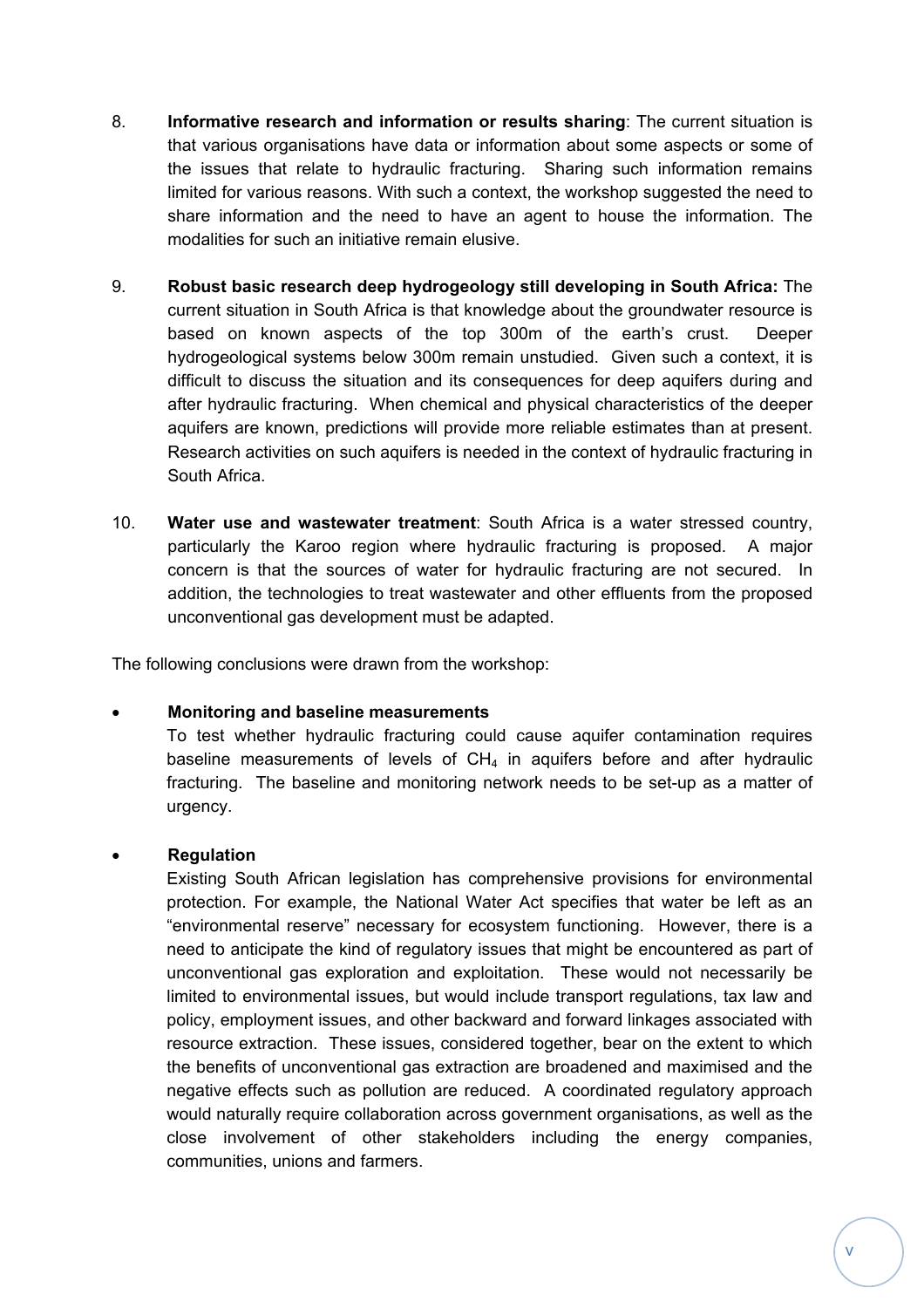8. **Informative research and information or results sharing**: The current situation is that various organisations have data or information about some aspects or some of the issues that relate to hydraulic fracturing. Sharing such information remains limited for various reasons. With such a context, the workshop suggested the need to share information and the need to have an agent to house the information. The modalities for such an initiative remain elusive.

9. **Robust basic research deep hydrogeology still developing in South Africa:** The current situation in South Africa is that knowledge about the groundwater resource is based on known aspects of the top 300m of the earth's crust. Deeper hydrogeological systems below 300m remain unstudied. Given such a context, it is difficult to discuss the situation and its consequences for deep aquifers during and after hydraulic fracturing. When chemical and physical characteristics of the deeper aquifers are known, predictions will provide more reliable estimates than at present. Research activities on such aquifers is needed in the context of hydraulic fracturing in South Africa.

10. **Water use and wastewater treatment**: South Africa is a water stressed country, particularly the Karoo region where hydraulic fracturing is proposed. A major concern is that the sources of water for hydraulic fracturing are not secured. In addition, the technologies to treat wastewater and other effluents from the proposed unconventional gas development must be adapted.

The following conclusions were drawn from the workshop:

- **Monitoring and baseline measurements**

  To test whether hydraulic fracturing could cause aquifer contamination requires baseline measurements of levels of $CH_4$ in aquifers before and after hydraulic fracturing. The baseline and monitoring network needs to be set-up as a matter of urgency.

- **Regulation**

  Existing South African legislation has comprehensive provisions for environmental protection. For example, the National Water Act specifies that water be left as an "environmental reserve" necessary for ecosystem functioning. However, there is a need to anticipate the kind of regulatory issues that might be encountered as part of unconventional gas exploration and exploitation. These would not necessarily be limited to environmental issues, but would include transport regulations, tax law and policy, employment issues, and other backward and forward linkages associated with resource extraction. These issues, considered together, bear on the extent to which the benefits of unconventional gas extraction are broadened and maximised and the negative effects such as pollution are reduced. A coordinated regulatory approach would naturally require collaboration across government organisations, as well as the close involvement of other stakeholders including the energy companies, communities, unions and farmers.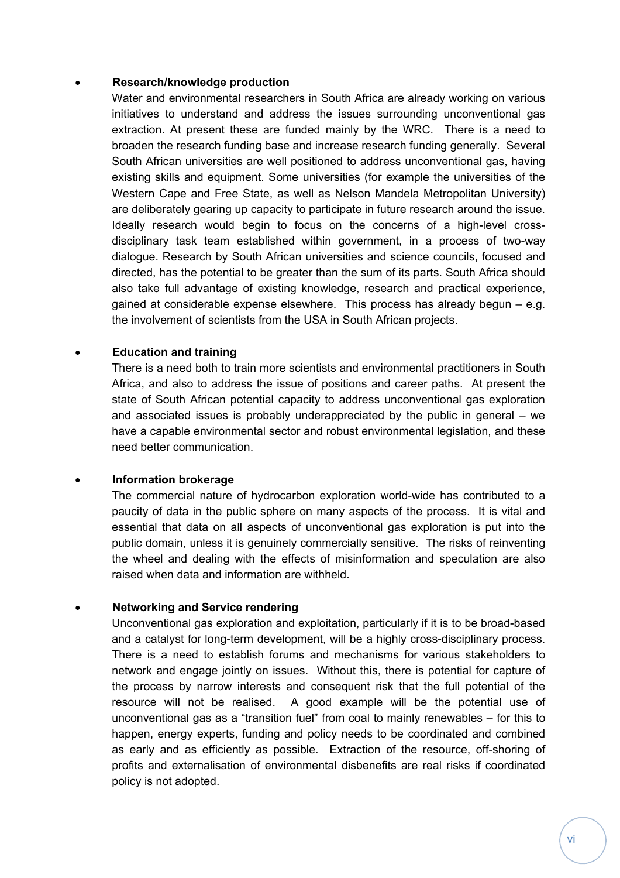- **Research/knowledge production**

  Water and environmental researchers in South Africa are already working on various initiatives to understand and address the issues surrounding unconventional gas extraction. At present these are funded mainly by the WRC. There is a need to broaden the research funding base and increase research funding generally. Several South African universities are well positioned to address unconventional gas, having existing skills and equipment. Some universities (for example the universities of the Western Cape and Free State, as well as Nelson Mandela Metropolitan University) are deliberately gearing up capacity to participate in future research around the issue. Ideally research would begin to focus on the concerns of a high-level cross-disciplinary task team established within government, in a process of two-way dialogue. Research by South African universities and science councils, focused and directed, has the potential to be greater than the sum of its parts. South Africa should also take full advantage of existing knowledge, research and practical experience, gained at considerable expense elsewhere. This process has already begun – e.g. the involvement of scientists from the USA in South African projects.

- **Education and training**

  There is a need both to train more scientists and environmental practitioners in South Africa, and also to address the issue of positions and career paths. At present the state of South African potential capacity to address unconventional gas exploration and associated issues is probably underappreciated by the public in general – we have a capable environmental sector and robust environmental legislation, and these need better communication.

- **Information brokerage**

  The commercial nature of hydrocarbon exploration world-wide has contributed to a paucity of data in the public sphere on many aspects of the process. It is vital and essential that data on all aspects of unconventional gas exploration is put into the public domain, unless it is genuinely commercially sensitive. The risks of reinventing the wheel and dealing with the effects of misinformation and speculation are also raised when data and information are withheld.

- **Networking and Service rendering**

  Unconventional gas exploration and exploitation, particularly if it is to be broad-based and a catalyst for long-term development, will be a highly cross-disciplinary process. There is a need to establish forums and mechanisms for various stakeholders to network and engage jointly on issues. Without this, there is potential for capture of the process by narrow interests and consequent risk that the full potential of the resource will not be realised. A good example will be the potential use of unconventional gas as a "transition fuel" from coal to mainly renewables – for this to happen, energy experts, funding and policy needs to be coordinated and combined as early and as efficiently as possible. Extraction of the resource, off-shoring of profits and externalisation of environmental disbenefits are real risks if coordinated policy is not adopted.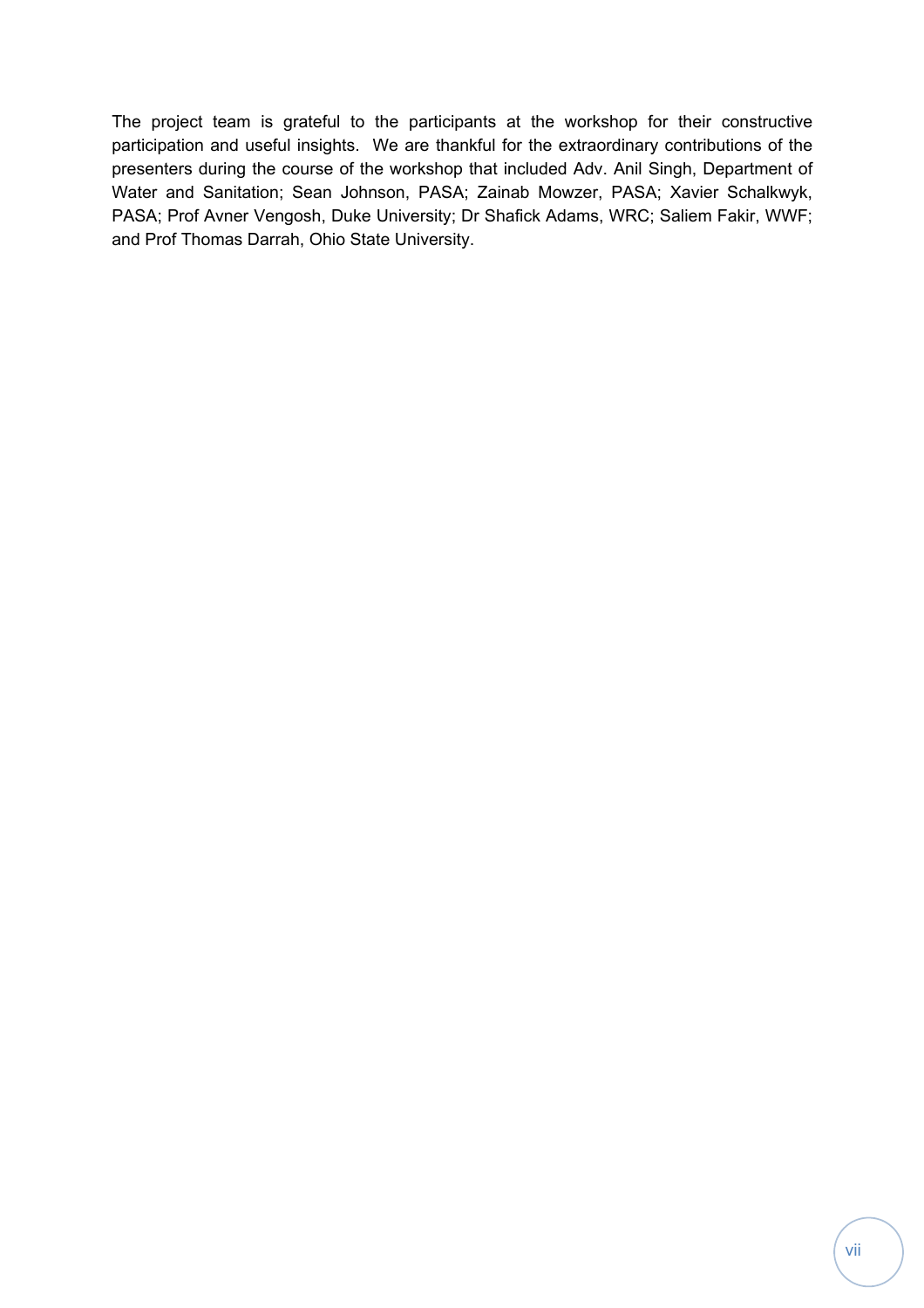The project team is grateful to the participants at the workshop for their constructive participation and useful insights. We are thankful for the extraordinary contributions of the presenters during the course of the workshop that included Adv. Anil Singh, Department of Water and Sanitation; Sean Johnson, PASA; Zainab Mowzer, PASA; Xavier Schalkwyk, PASA; Prof Avner Vengosh, Duke University; Dr Shafick Adams, WRC; Saliem Fakir, WWF; and Prof Thomas Darrah, Ohio State University.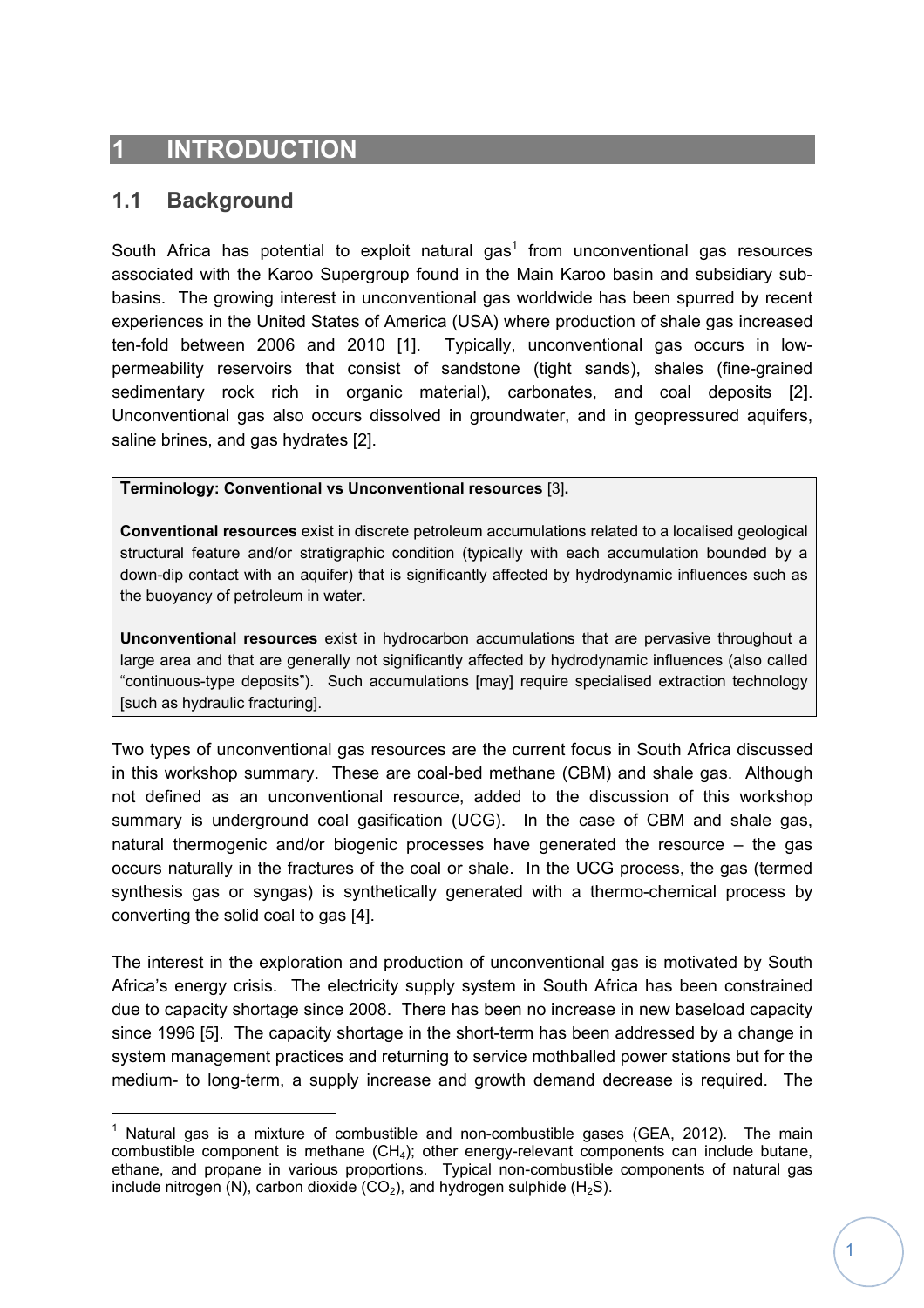# 1 INTRODUCTION

## 1.1 Background

South Africa has potential to exploit natural gas[1] from unconventional gas resources associated with the Karoo Supergroup found in the Main Karoo basin and subsidiary sub-basins. The growing interest in unconventional gas worldwide has been spurred by recent experiences in the United States of America (USA) where production of shale gas increased ten-fold between 2006 and 2010 [1]. Typically, unconventional gas occurs in low-permeability reservoirs that consist of sandstone (tight sands), shales (fine-grained sedimentary rock rich in organic material), carbonates, and coal deposits [2]. Unconventional gas also occurs dissolved in groundwater, and in geopressured aquifers, saline brines, and gas hydrates [2].

> **Terminology: Conventional vs Unconventional resources** [3]**.**
>
> **Conventional resources** exist in discrete petroleum accumulations related to a localised geological structural feature and/or stratigraphic condition (typically with each accumulation bounded by a down-dip contact with an aquifer) that is significantly affected by hydrodynamic influences such as the buoyancy of petroleum in water.
>
> **Unconventional resources** exist in hydrocarbon accumulations that are pervasive throughout a large area and that are generally not significantly affected by hydrodynamic influences (also called "continuous-type deposits"). Such accumulations [may] require specialised extraction technology [such as hydraulic fracturing].

Two types of unconventional gas resources are the current focus in South Africa discussed in this workshop summary. These are coal-bed methane (CBM) and shale gas. Although not defined as an unconventional resource, added to the discussion of this workshop summary is underground coal gasification (UCG). In the case of CBM and shale gas, natural thermogenic and/or biogenic processes have generated the resource – the gas occurs naturally in the fractures of the coal or shale. In the UCG process, the gas (termed synthesis gas or syngas) is synthetically generated with a thermo-chemical process by converting the solid coal to gas [4].

The interest in the exploration and production of unconventional gas is motivated by South Africa's energy crisis. The electricity supply system in South Africa has been constrained due to capacity shortage since 2008. There has been no increase in new baseload capacity since 1996 [5]. The capacity shortage in the short-term has been addressed by a change in system management practices and returning to service mothballed power stations but for the medium- to long-term, a supply increase and growth demand decrease is required. The

[1] Natural gas is a mixture of combustible and non-combustible gases (GEA, 2012). The main combustible component is methane ($CH_4$); other energy-relevant components can include butane, ethane, and propane in various proportions. Typical non-combustible components of natural gas include nitrogen (N), carbon dioxide ($CO_2$), and hydrogen sulphide ($H_2S$).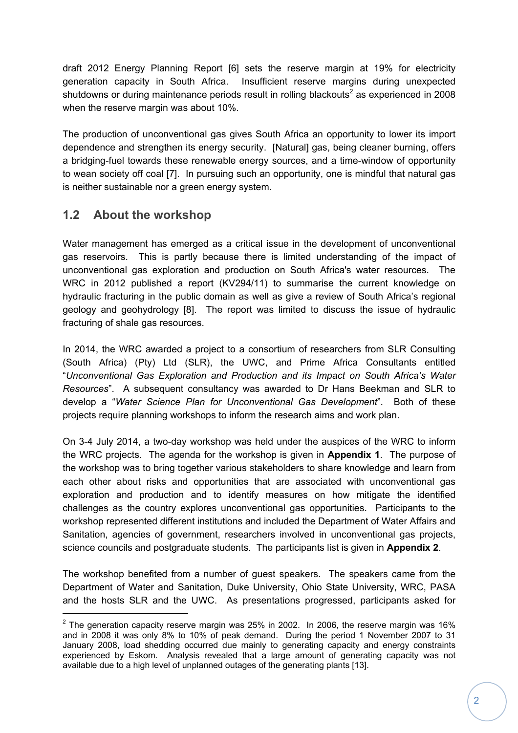draft 2012 Energy Planning Report [6] sets the reserve margin at 19% for electricity generation capacity in South Africa. Insufficient reserve margins during unexpected shutdowns or during maintenance periods result in rolling blackouts[2] as experienced in 2008 when the reserve margin was about 10%.

The production of unconventional gas gives South Africa an opportunity to lower its import dependence and strengthen its energy security. [Natural] gas, being cleaner burning, offers a bridging-fuel towards these renewable energy sources, and a time-window of opportunity to wean society off coal [7]. In pursuing such an opportunity, one is mindful that natural gas is neither sustainable nor a green energy system.

## 1.2 About the workshop

Water management has emerged as a critical issue in the development of unconventional gas reservoirs. This is partly because there is limited understanding of the impact of unconventional gas exploration and production on South Africa's water resources. The WRC in 2012 published a report (KV294/11) to summarise the current knowledge on hydraulic fracturing in the public domain as well as give a review of South Africa's regional geology and geohydrology [8]. The report was limited to discuss the issue of hydraulic fracturing of shale gas resources.

In 2014, the WRC awarded a project to a consortium of researchers from SLR Consulting (South Africa) (Pty) Ltd (SLR), the UWC, and Prime Africa Consultants entitled "*Unconventional Gas Exploration and Production and its Impact on South Africa's Water Resources*". A subsequent consultancy was awarded to Dr Hans Beekman and SLR to develop a "*Water Science Plan for Unconventional Gas Development*". Both of these projects require planning workshops to inform the research aims and work plan.

On 3-4 July 2014, a two-day workshop was held under the auspices of the WRC to inform the WRC projects. The agenda for the workshop is given in **Appendix 1**. The purpose of the workshop was to bring together various stakeholders to share knowledge and learn from each other about risks and opportunities that are associated with unconventional gas exploration and production and to identify measures on how mitigate the identified challenges as the country explores unconventional gas opportunities. Participants to the workshop represented different institutions and included the Department of Water Affairs and Sanitation, agencies of government, researchers involved in unconventional gas projects, science councils and postgraduate students. The participants list is given in **Appendix 2**.

The workshop benefited from a number of guest speakers. The speakers came from the Department of Water and Sanitation, Duke University, Ohio State University, WRC, PASA and the hosts SLR and the UWC. As presentations progressed, participants asked for

---

[2] The generation capacity reserve margin was 25% in 2002. In 2006, the reserve margin was 16% and in 2008 it was only 8% to 10% of peak demand. During the period 1 November 2007 to 31 January 2008, load shedding occurred due mainly to generating capacity and energy constraints experienced by Eskom. Analysis revealed that a large amount of generating capacity was not available due to a high level of unplanned outages of the generating plants [13].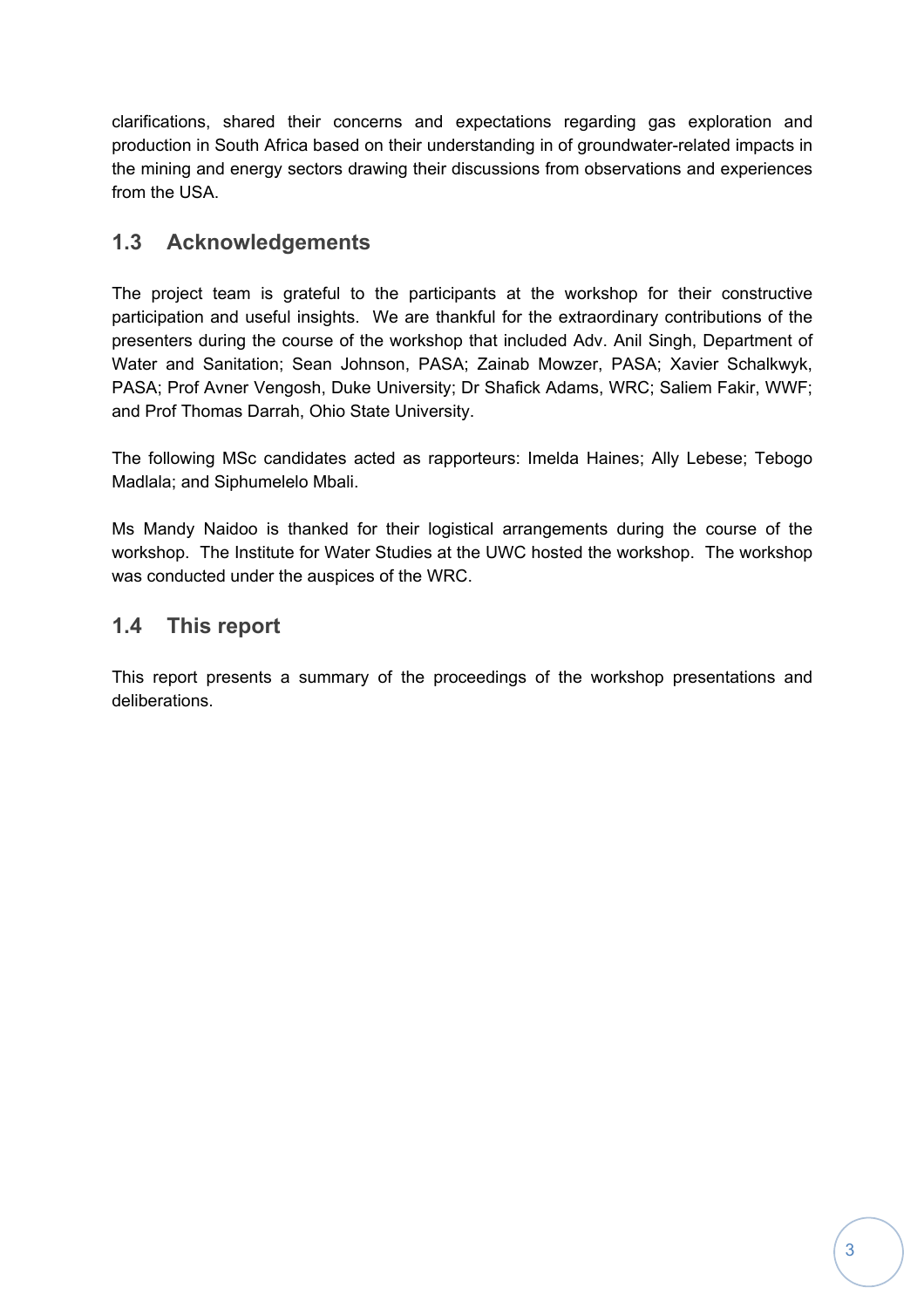clarifications, shared their concerns and expectations regarding gas exploration and production in South Africa based on their understanding in of groundwater-related impacts in the mining and energy sectors drawing their discussions from observations and experiences from the USA.

## 1.3 Acknowledgements

The project team is grateful to the participants at the workshop for their constructive participation and useful insights. We are thankful for the extraordinary contributions of the presenters during the course of the workshop that included Adv. Anil Singh, Department of Water and Sanitation; Sean Johnson, PASA; Zainab Mowzer, PASA; Xavier Schalkwyk, PASA; Prof Avner Vengosh, Duke University; Dr Shafick Adams, WRC; Saliem Fakir, WWF; and Prof Thomas Darrah, Ohio State University.

The following MSc candidates acted as rapporteurs: Imelda Haines; Ally Lebese; Tebogo Madlala; and Siphumelelo Mbali.

Ms Mandy Naidoo is thanked for their logistical arrangements during the course of the workshop. The Institute for Water Studies at the UWC hosted the workshop. The workshop was conducted under the auspices of the WRC.

## 1.4 This report

This report presents a summary of the proceedings of the workshop presentations and deliberations.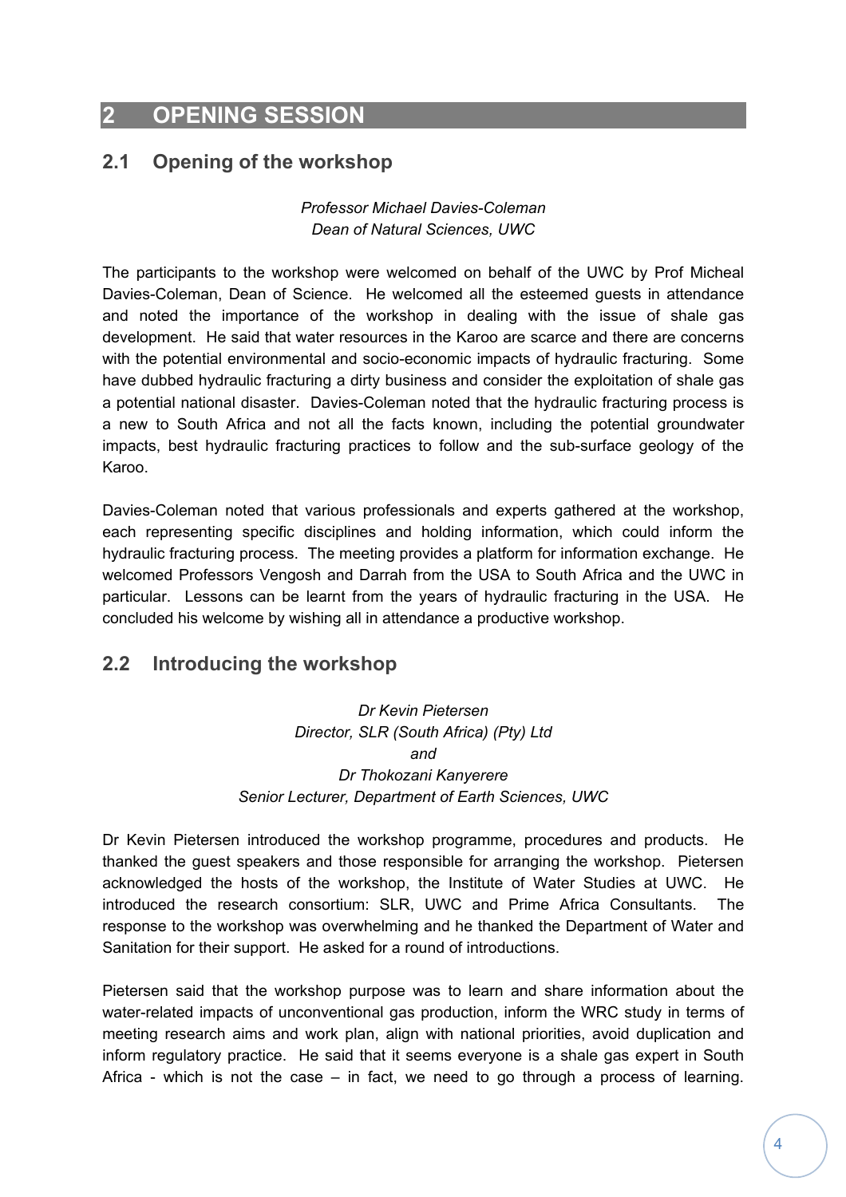# 2 OPENING SESSION

## 2.1 Opening of the workshop

*Professor Michael Davies-Coleman*
*Dean of Natural Sciences, UWC*

The participants to the workshop were welcomed on behalf of the UWC by Prof Micheal Davies-Coleman, Dean of Science. He welcomed all the esteemed guests in attendance and noted the importance of the workshop in dealing with the issue of shale gas development. He said that water resources in the Karoo are scarce and there are concerns with the potential environmental and socio-economic impacts of hydraulic fracturing. Some have dubbed hydraulic fracturing a dirty business and consider the exploitation of shale gas a potential national disaster. Davies-Coleman noted that the hydraulic fracturing process is a new to South Africa and not all the facts known, including the potential groundwater impacts, best hydraulic fracturing practices to follow and the sub-surface geology of the Karoo.

Davies-Coleman noted that various professionals and experts gathered at the workshop, each representing specific disciplines and holding information, which could inform the hydraulic fracturing process. The meeting provides a platform for information exchange. He welcomed Professors Vengosh and Darrah from the USA to South Africa and the UWC in particular. Lessons can be learnt from the years of hydraulic fracturing in the USA. He concluded his welcome by wishing all in attendance a productive workshop.

## 2.2 Introducing the workshop

*Dr Kevin Pietersen*
*Director, SLR (South Africa) (Pty) Ltd*
*and*
*Dr Thokozani Kanyerere*
*Senior Lecturer, Department of Earth Sciences, UWC*

Dr Kevin Pietersen introduced the workshop programme, procedures and products. He thanked the guest speakers and those responsible for arranging the workshop. Pietersen acknowledged the hosts of the workshop, the Institute of Water Studies at UWC. He introduced the research consortium: SLR, UWC and Prime Africa Consultants. The response to the workshop was overwhelming and he thanked the Department of Water and Sanitation for their support. He asked for a round of introductions.

Pietersen said that the workshop purpose was to learn and share information about the water-related impacts of unconventional gas production, inform the WRC study in terms of meeting research aims and work plan, align with national priorities, avoid duplication and inform regulatory practice. He said that it seems everyone is a shale gas expert in South Africa - which is not the case – in fact, we need to go through a process of learning.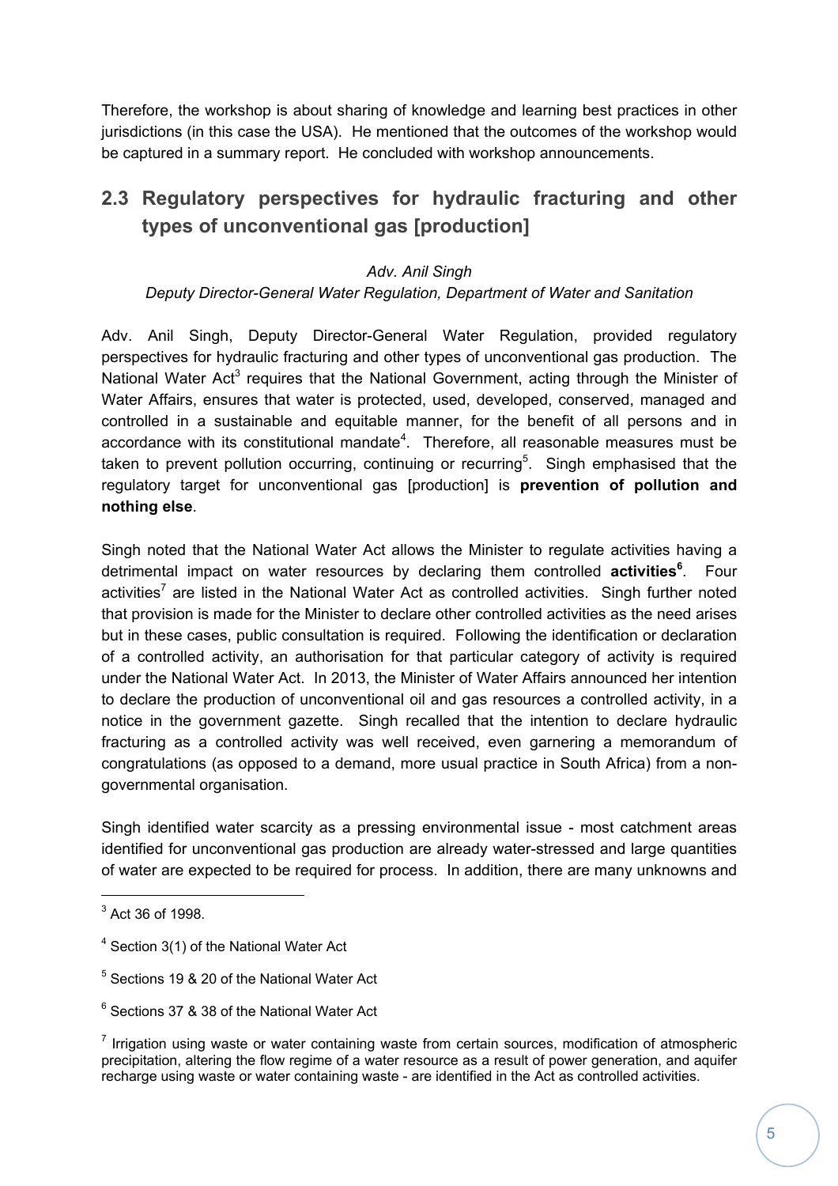Therefore, the workshop is about sharing of knowledge and learning best practices in other jurisdictions (in this case the USA). He mentioned that the outcomes of the workshop would be captured in a summary report. He concluded with workshop announcements.

## 2.3 Regulatory perspectives for hydraulic fracturing and other types of unconventional gas [production]

*Adv. Anil Singh*
*Deputy Director-General Water Regulation, Department of Water and Sanitation*

Adv. Anil Singh, Deputy Director-General Water Regulation, provided regulatory perspectives for hydraulic fracturing and other types of unconventional gas production. The National Water Act[3] requires that the National Government, acting through the Minister of Water Affairs, ensures that water is protected, used, developed, conserved, managed and controlled in a sustainable and equitable manner, for the benefit of all persons and in accordance with its constitutional mandate[4]. Therefore, all reasonable measures must be taken to prevent pollution occurring, continuing or recurring[5]. Singh emphasised that the regulatory target for unconventional gas [production] is **prevention of pollution and nothing else**.

Singh noted that the National Water Act allows the Minister to regulate activities having a detrimental impact on water resources by declaring them controlled **activities[6]**. Four activities[7] are listed in the National Water Act as controlled activities. Singh further noted that provision is made for the Minister to declare other controlled activities as the need arises but in these cases, public consultation is required. Following the identification or declaration of a controlled activity, an authorisation for that particular category of activity is required under the National Water Act. In 2013, the Minister of Water Affairs announced her intention to declare the production of unconventional oil and gas resources a controlled activity, in a notice in the government gazette. Singh recalled that the intention to declare hydraulic fracturing as a controlled activity was well received, even garnering a memorandum of congratulations (as opposed to a demand, more usual practice in South Africa) from a non-governmental organisation.

Singh identified water scarcity as a pressing environmental issue - most catchment areas identified for unconventional gas production are already water-stressed and large quantities of water are expected to be required for process. In addition, there are many unknowns and

---

[3] Act 36 of 1998.

[4] Section 3(1) of the National Water Act

[5] Sections 19 & 20 of the National Water Act

[6] Sections 37 & 38 of the National Water Act

[7] Irrigation using waste or water containing waste from certain sources, modification of atmospheric precipitation, altering the flow regime of a water resource as a result of power generation, and aquifer recharge using waste or water containing waste - are identified in the Act as controlled activities.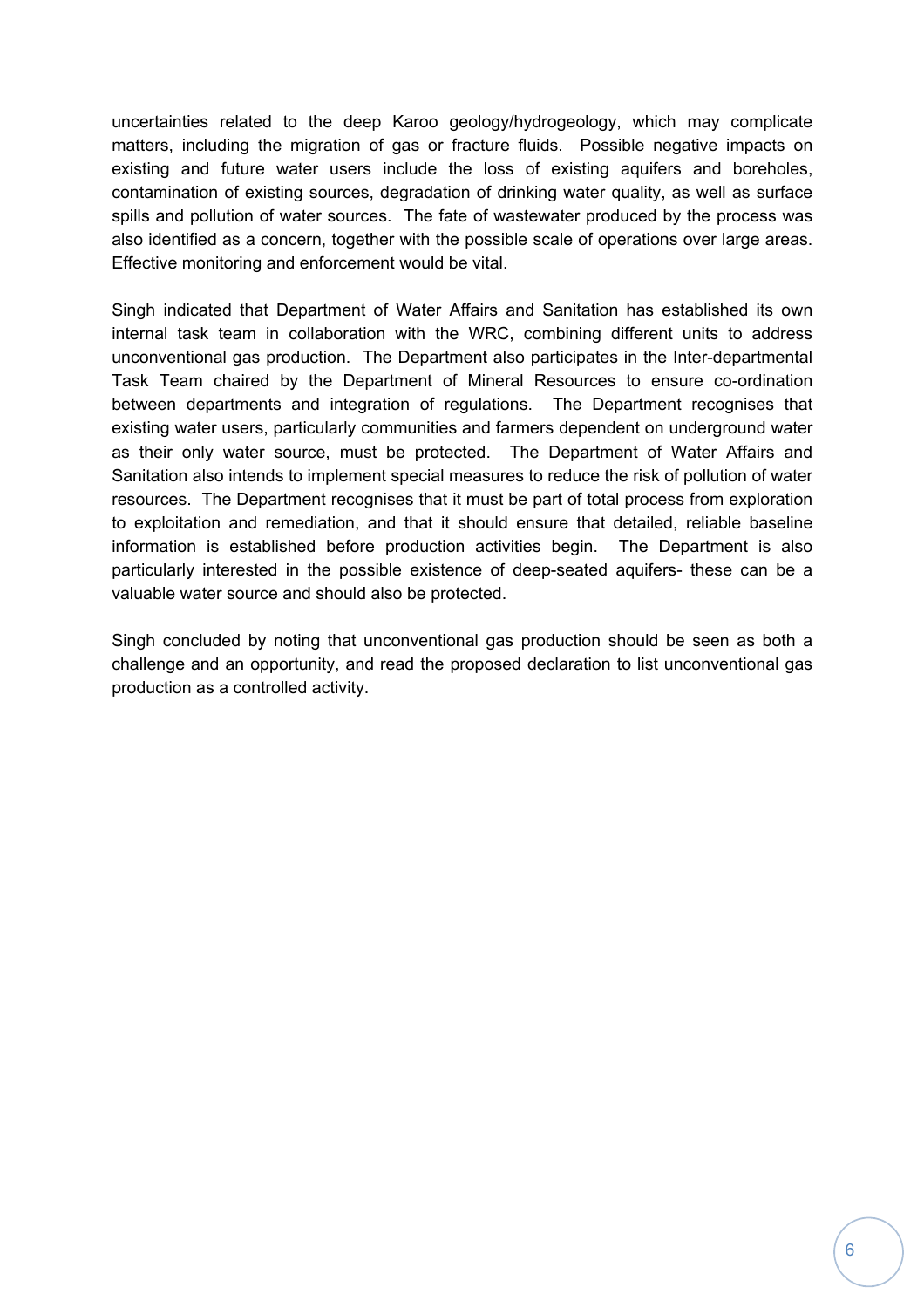uncertainties related to the deep Karoo geology/hydrogeology, which may complicate matters, including the migration of gas or fracture fluids. Possible negative impacts on existing and future water users include the loss of existing aquifers and boreholes, contamination of existing sources, degradation of drinking water quality, as well as surface spills and pollution of water sources. The fate of wastewater produced by the process was also identified as a concern, together with the possible scale of operations over large areas. Effective monitoring and enforcement would be vital.

Singh indicated that Department of Water Affairs and Sanitation has established its own internal task team in collaboration with the WRC, combining different units to address unconventional gas production. The Department also participates in the Inter-departmental Task Team chaired by the Department of Mineral Resources to ensure co-ordination between departments and integration of regulations. The Department recognises that existing water users, particularly communities and farmers dependent on underground water as their only water source, must be protected. The Department of Water Affairs and Sanitation also intends to implement special measures to reduce the risk of pollution of water resources. The Department recognises that it must be part of total process from exploration to exploitation and remediation, and that it should ensure that detailed, reliable baseline information is established before production activities begin. The Department is also particularly interested in the possible existence of deep-seated aquifers- these can be a valuable water source and should also be protected.

Singh concluded by noting that unconventional gas production should be seen as both a challenge and an opportunity, and read the proposed declaration to list unconventional gas production as a controlled activity.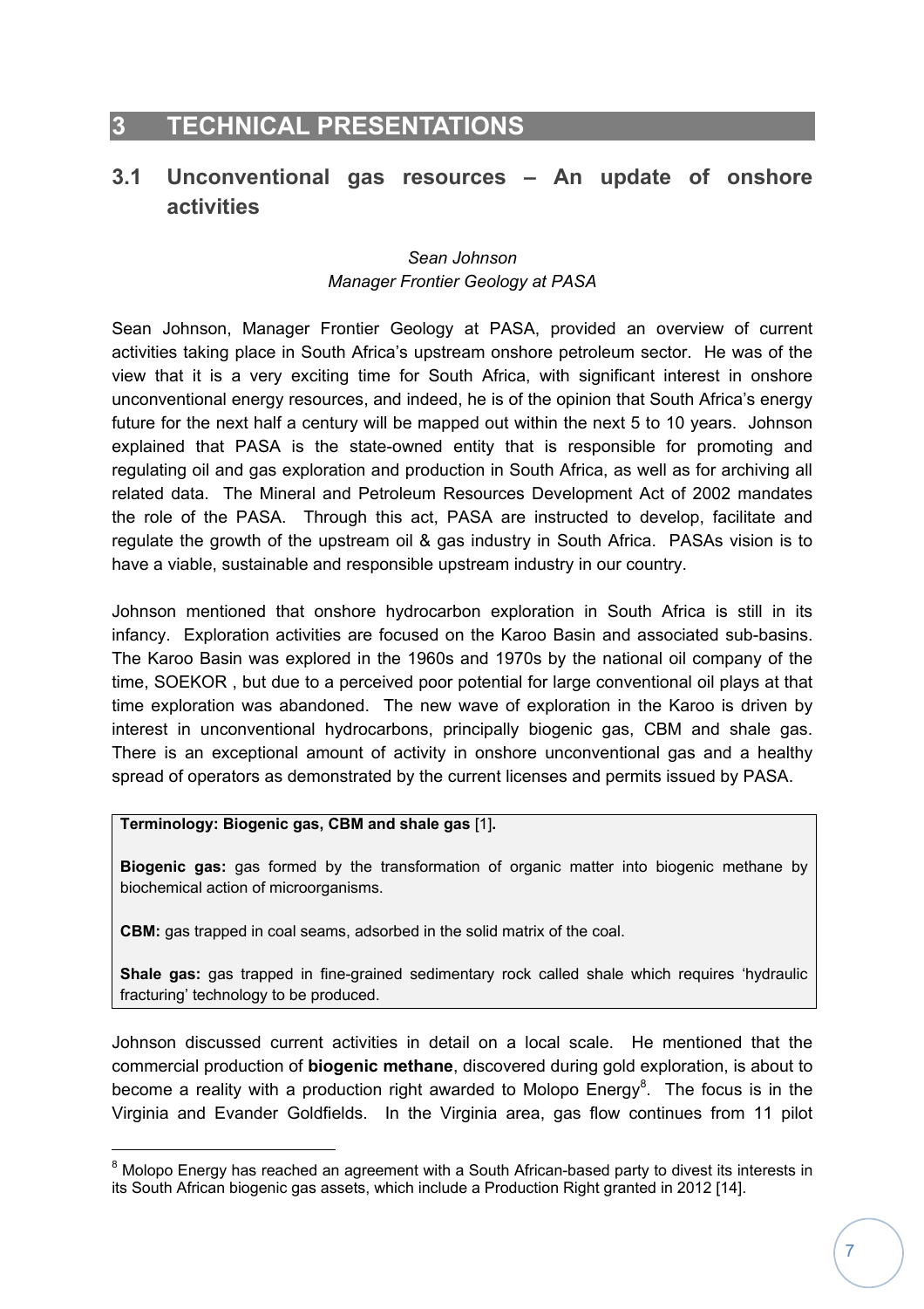# 3 TECHNICAL PRESENTATIONS

## 3.1 Unconventional gas resources – An update of onshore activities

*Sean Johnson*
*Manager Frontier Geology at PASA*

Sean Johnson, Manager Frontier Geology at PASA, provided an overview of current activities taking place in South Africa's upstream onshore petroleum sector. He was of the view that it is a very exciting time for South Africa, with significant interest in onshore unconventional energy resources, and indeed, he is of the opinion that South Africa's energy future for the next half a century will be mapped out within the next 5 to 10 years. Johnson explained that PASA is the state-owned entity that is responsible for promoting and regulating oil and gas exploration and production in South Africa, as well as for archiving all related data. The Mineral and Petroleum Resources Development Act of 2002 mandates the role of the PASA. Through this act, PASA are instructed to develop, facilitate and regulate the growth of the upstream oil & gas industry in South Africa. PASAs vision is to have a viable, sustainable and responsible upstream industry in our country.

Johnson mentioned that onshore hydrocarbon exploration in South Africa is still in its infancy. Exploration activities are focused on the Karoo Basin and associated sub-basins. The Karoo Basin was explored in the 1960s and 1970s by the national oil company of the time, SOEKOR , but due to a perceived poor potential for large conventional oil plays at that time exploration was abandoned. The new wave of exploration in the Karoo is driven by interest in unconventional hydrocarbons, principally biogenic gas, CBM and shale gas. There is an exceptional amount of activity in onshore unconventional gas and a healthy spread of operators as demonstrated by the current licenses and permits issued by PASA.

> **Terminology: Biogenic gas, CBM and shale gas** [1].
>
> **Biogenic gas:** gas formed by the transformation of organic matter into biogenic methane by biochemical action of microorganisms.
>
> **CBM:** gas trapped in coal seams, adsorbed in the solid matrix of the coal.
>
> **Shale gas:** gas trapped in fine-grained sedimentary rock called shale which requires 'hydraulic fracturing' technology to be produced.

Johnson discussed current activities in detail on a local scale. He mentioned that the commercial production of **biogenic methane**, discovered during gold exploration, is about to become a reality with a production right awarded to Molopo Energy[8]. The focus is in the Virginia and Evander Goldfields. In the Virginia area, gas flow continues from 11 pilot

[8] Molopo Energy has reached an agreement with a South African-based party to divest its interests in its South African biogenic gas assets, which include a Production Right granted in 2012 [14].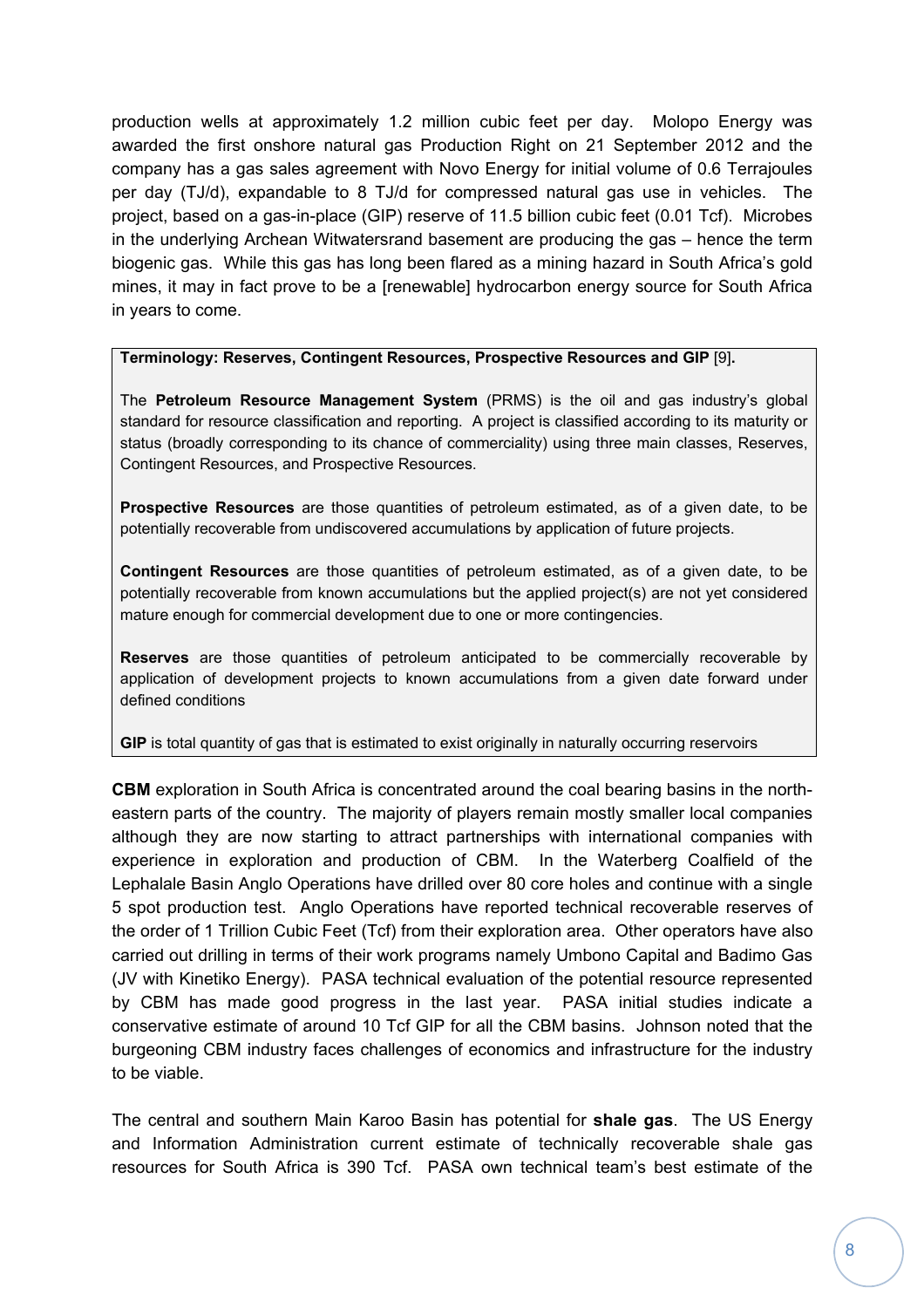production wells at approximately 1.2 million cubic feet per day. Molopo Energy was awarded the first onshore natural gas Production Right on 21 September 2012 and the company has a gas sales agreement with Novo Energy for initial volume of 0.6 Terrajoules per day (TJ/d), expandable to 8 TJ/d for compressed natural gas use in vehicles. The project, based on a gas-in-place (GIP) reserve of 11.5 billion cubic feet (0.01 Tcf). Microbes in the underlying Archean Witwatersrand basement are producing the gas – hence the term biogenic gas. While this gas has long been flared as a mining hazard in South Africa's gold mines, it may in fact prove to be a [renewable] hydrocarbon energy source for South Africa in years to come.

**Terminology: Reserves, Contingent Resources, Prospective Resources and GIP** [9]**.**

The **Petroleum Resource Management System** (PRMS) is the oil and gas industry's global standard for resource classification and reporting. A project is classified according to its maturity or status (broadly corresponding to its chance of commerciality) using three main classes, Reserves, Contingent Resources, and Prospective Resources.

**Prospective Resources** are those quantities of petroleum estimated, as of a given date, to be potentially recoverable from undiscovered accumulations by application of future projects.

**Contingent Resources** are those quantities of petroleum estimated, as of a given date, to be potentially recoverable from known accumulations but the applied project(s) are not yet considered mature enough for commercial development due to one or more contingencies.

**Reserves** are those quantities of petroleum anticipated to be commercially recoverable by application of development projects to known accumulations from a given date forward under defined conditions

**GIP** is total quantity of gas that is estimated to exist originally in naturally occurring reservoirs

**CBM** exploration in South Africa is concentrated around the coal bearing basins in the north-eastern parts of the country. The majority of players remain mostly smaller local companies although they are now starting to attract partnerships with international companies with experience in exploration and production of CBM. In the Waterberg Coalfield of the Lephalale Basin Anglo Operations have drilled over 80 core holes and continue with a single 5 spot production test. Anglo Operations have reported technical recoverable reserves of the order of 1 Trillion Cubic Feet (Tcf) from their exploration area. Other operators have also carried out drilling in terms of their work programs namely Umbono Capital and Badimo Gas (JV with Kinetiko Energy). PASA technical evaluation of the potential resource represented by CBM has made good progress in the last year. PASA initial studies indicate a conservative estimate of around 10 Tcf GIP for all the CBM basins. Johnson noted that the burgeoning CBM industry faces challenges of economics and infrastructure for the industry to be viable.

The central and southern Main Karoo Basin has potential for **shale gas**. The US Energy and Information Administration current estimate of technically recoverable shale gas resources for South Africa is 390 Tcf. PASA own technical team's best estimate of the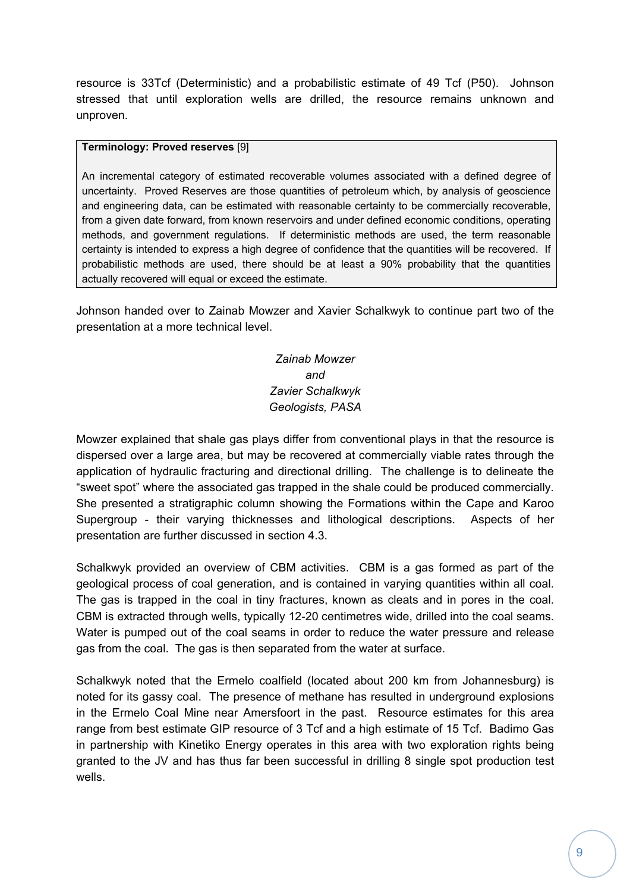resource is 33Tcf (Deterministic) and a probabilistic estimate of 49 Tcf (P50). Johnson stressed that until exploration wells are drilled, the resource remains unknown and unproven.

> **Terminology: Proved reserves** [9]
>
> An incremental category of estimated recoverable volumes associated with a defined degree of uncertainty. Proved Reserves are those quantities of petroleum which, by analysis of geoscience and engineering data, can be estimated with reasonable certainty to be commercially recoverable, from a given date forward, from known reservoirs and under defined economic conditions, operating methods, and government regulations. If deterministic methods are used, the term reasonable certainty is intended to express a high degree of confidence that the quantities will be recovered. If probabilistic methods are used, there should be at least a 90% probability that the quantities actually recovered will equal or exceed the estimate.

Johnson handed over to Zainab Mowzer and Xavier Schalkwyk to continue part two of the presentation at a more technical level.

*Zainab Mowzer*
*and*
*Zavier Schalkwyk*
*Geologists, PASA*

Mowzer explained that shale gas plays differ from conventional plays in that the resource is dispersed over a large area, but may be recovered at commercially viable rates through the application of hydraulic fracturing and directional drilling. The challenge is to delineate the "sweet spot" where the associated gas trapped in the shale could be produced commercially. She presented a stratigraphic column showing the Formations within the Cape and Karoo Supergroup - their varying thicknesses and lithological descriptions. Aspects of her presentation are further discussed in section 4.3.

Schalkwyk provided an overview of CBM activities. CBM is a gas formed as part of the geological process of coal generation, and is contained in varying quantities within all coal. The gas is trapped in the coal in tiny fractures, known as cleats and in pores in the coal. CBM is extracted through wells, typically 12-20 centimetres wide, drilled into the coal seams. Water is pumped out of the coal seams in order to reduce the water pressure and release gas from the coal. The gas is then separated from the water at surface.

Schalkwyk noted that the Ermelo coalfield (located about 200 km from Johannesburg) is noted for its gassy coal. The presence of methane has resulted in underground explosions in the Ermelo Coal Mine near Amersfoort in the past. Resource estimates for this area range from best estimate GIP resource of 3 Tcf and a high estimate of 15 Tcf. Badimo Gas in partnership with Kinetiko Energy operates in this area with two exploration rights being granted to the JV and has thus far been successful in drilling 8 single spot production test wells.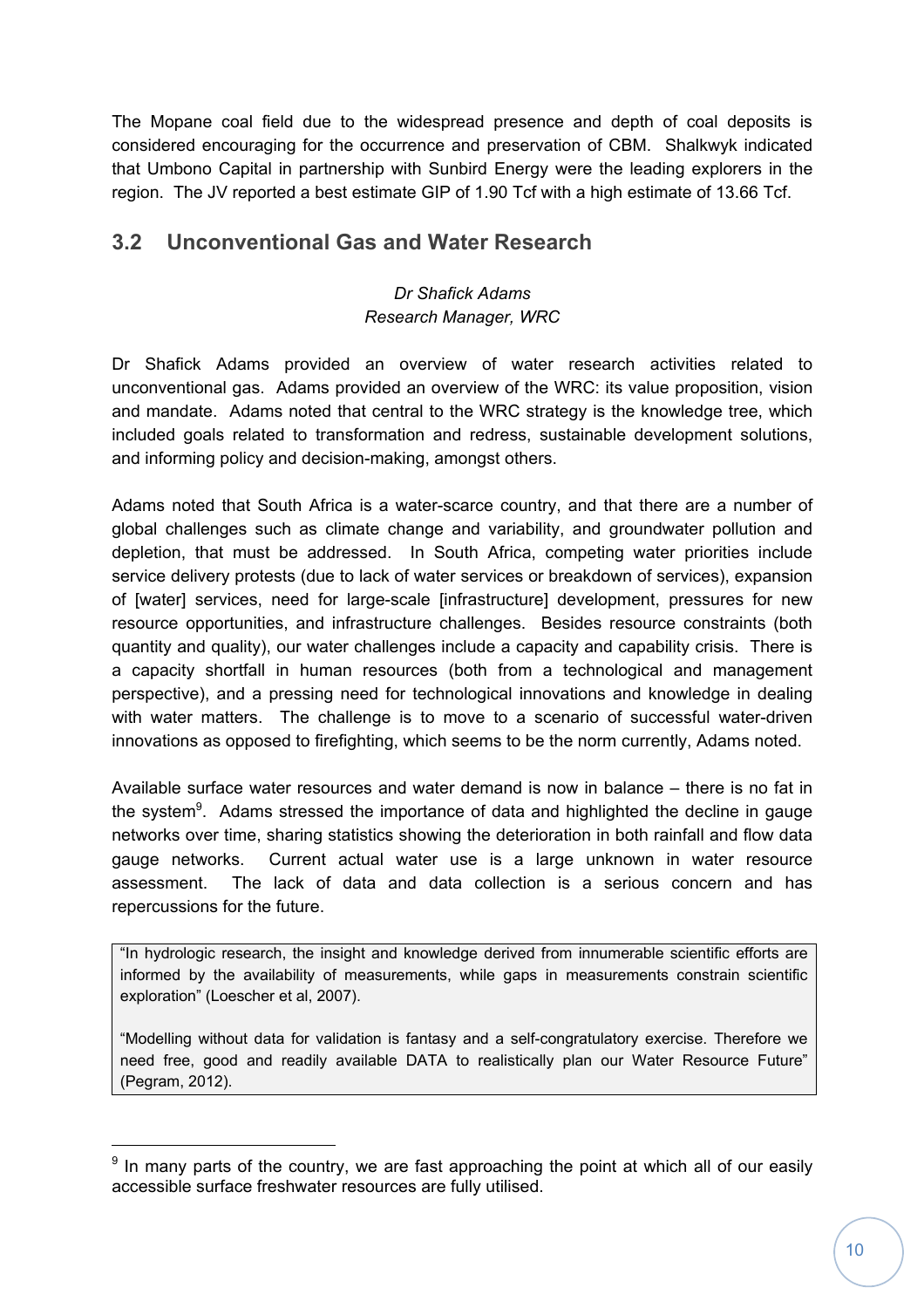The Mopane coal field due to the widespread presence and depth of coal deposits is considered encouraging for the occurrence and preservation of CBM. Shalkwyk indicated that Umbono Capital in partnership with Sunbird Energy were the leading explorers in the region. The JV reported a best estimate GIP of 1.90 Tcf with a high estimate of 13.66 Tcf.

## 3.2 Unconventional Gas and Water Research

*Dr Shafick Adams*
*Research Manager, WRC*

Dr Shafick Adams provided an overview of water research activities related to unconventional gas. Adams provided an overview of the WRC: its value proposition, vision and mandate. Adams noted that central to the WRC strategy is the knowledge tree, which included goals related to transformation and redress, sustainable development solutions, and informing policy and decision-making, amongst others.

Adams noted that South Africa is a water-scarce country, and that there are a number of global challenges such as climate change and variability, and groundwater pollution and depletion, that must be addressed. In South Africa, competing water priorities include service delivery protests (due to lack of water services or breakdown of services), expansion of [water] services, need for large-scale [infrastructure] development, pressures for new resource opportunities, and infrastructure challenges. Besides resource constraints (both quantity and quality), our water challenges include a capacity and capability crisis. There is a capacity shortfall in human resources (both from a technological and management perspective), and a pressing need for technological innovations and knowledge in dealing with water matters. The challenge is to move to a scenario of successful water-driven innovations as opposed to firefighting, which seems to be the norm currently, Adams noted.

Available surface water resources and water demand is now in balance – there is no fat in the system[9]. Adams stressed the importance of data and highlighted the decline in gauge networks over time, sharing statistics showing the deterioration in both rainfall and flow data gauge networks. Current actual water use is a large unknown in water resource assessment. The lack of data and data collection is a serious concern and has repercussions for the future.

> "In hydrologic research, the insight and knowledge derived from innumerable scientific efforts are informed by the availability of measurements, while gaps in measurements constrain scientific exploration" (Loescher et al, 2007).
>
> "Modelling without data for validation is fantasy and a self-congratulatory exercise. Therefore we need free, good and readily available DATA to realistically plan our Water Resource Future" (Pegram, 2012).

[9] In many parts of the country, we are fast approaching the point at which all of our easily accessible surface freshwater resources are fully utilised.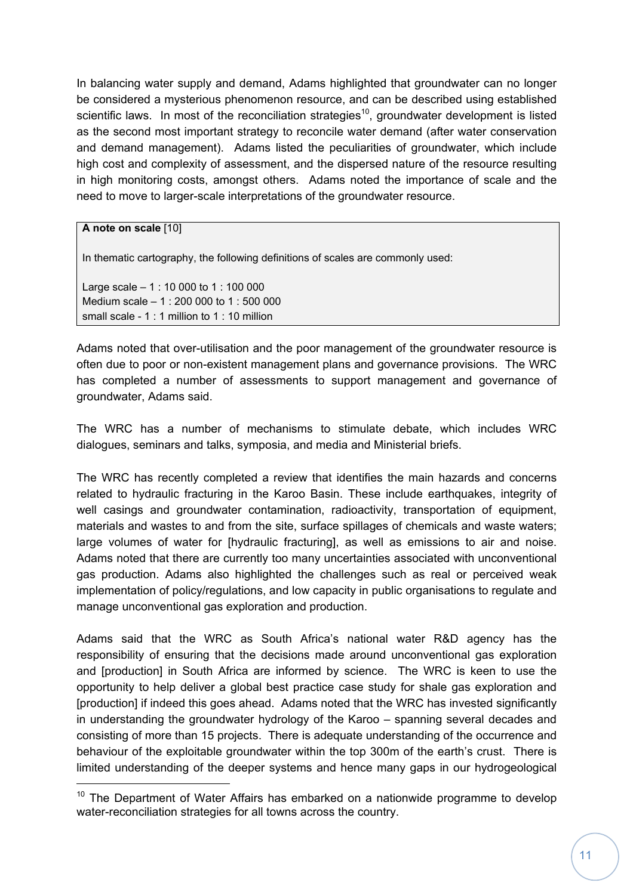In balancing water supply and demand, Adams highlighted that groundwater can no longer be considered a mysterious phenomenon resource, and can be described using established scientific laws. In most of the reconciliation strategies[10], groundwater development is listed as the second most important strategy to reconcile water demand (after water conservation and demand management). Adams listed the peculiarities of groundwater, which include high cost and complexity of assessment, and the dispersed nature of the resource resulting in high monitoring costs, amongst others. Adams noted the importance of scale and the need to move to larger-scale interpretations of the groundwater resource.

> **A note on scale** [10]
>
> In thematic cartography, the following definitions of scales are commonly used:
>
> Large scale – 1 : 10 000 to 1 : 100 000
> Medium scale – 1 : 200 000 to 1 : 500 000
> small scale - 1 : 1 million to 1 : 10 million

Adams noted that over-utilisation and the poor management of the groundwater resource is often due to poor or non-existent management plans and governance provisions. The WRC has completed a number of assessments to support management and governance of groundwater, Adams said.

The WRC has a number of mechanisms to stimulate debate, which includes WRC dialogues, seminars and talks, symposia, and media and Ministerial briefs.

The WRC has recently completed a review that identifies the main hazards and concerns related to hydraulic fracturing in the Karoo Basin. These include earthquakes, integrity of well casings and groundwater contamination, radioactivity, transportation of equipment, materials and wastes to and from the site, surface spillages of chemicals and waste waters; large volumes of water for [hydraulic fracturing], as well as emissions to air and noise. Adams noted that there are currently too many uncertainties associated with unconventional gas production. Adams also highlighted the challenges such as real or perceived weak implementation of policy/regulations, and low capacity in public organisations to regulate and manage unconventional gas exploration and production.

Adams said that the WRC as South Africa's national water R&D agency has the responsibility of ensuring that the decisions made around unconventional gas exploration and [production] in South Africa are informed by science. The WRC is keen to use the opportunity to help deliver a global best practice case study for shale gas exploration and [production] if indeed this goes ahead. Adams noted that the WRC has invested significantly in understanding the groundwater hydrology of the Karoo – spanning several decades and consisting of more than 15 projects. There is adequate understanding of the occurrence and behaviour of the exploitable groundwater within the top 300m of the earth's crust. There is limited understanding of the deeper systems and hence many gaps in our hydrogeological

[10] The Department of Water Affairs has embarked on a nationwide programme to develop water-reconciliation strategies for all towns across the country.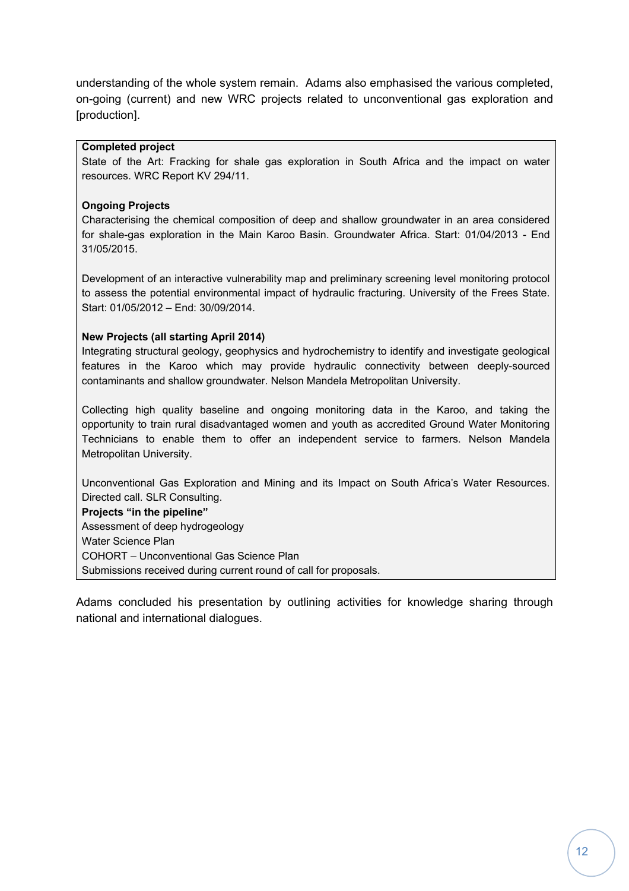understanding of the whole system remain. Adams also emphasised the various completed, on-going (current) and new WRC projects related to unconventional gas exploration and [production].

**Completed project**

State of the Art: Fracking for shale gas exploration in South Africa and the impact on water resources. WRC Report KV 294/11.

**Ongoing Projects**

Characterising the chemical composition of deep and shallow groundwater in an area considered for shale-gas exploration in the Main Karoo Basin. Groundwater Africa. Start: 01/04/2013 - End 31/05/2015.

Development of an interactive vulnerability map and preliminary screening level monitoring protocol to assess the potential environmental impact of hydraulic fracturing. University of the Frees State. Start: 01/05/2012 – End: 30/09/2014.

**New Projects (all starting April 2014)**

Integrating structural geology, geophysics and hydrochemistry to identify and investigate geological features in the Karoo which may provide hydraulic connectivity between deeply-sourced contaminants and shallow groundwater. Nelson Mandela Metropolitan University.

Collecting high quality baseline and ongoing monitoring data in the Karoo, and taking the opportunity to train rural disadvantaged women and youth as accredited Ground Water Monitoring Technicians to enable them to offer an independent service to farmers. Nelson Mandela Metropolitan University.

Unconventional Gas Exploration and Mining and its Impact on South Africa's Water Resources. Directed call. SLR Consulting.

**Projects "in the pipeline"**

Assessment of deep hydrogeology

Water Science Plan

COHORT – Unconventional Gas Science Plan

Submissions received during current round of call for proposals.

Adams concluded his presentation by outlining activities for knowledge sharing through national and international dialogues.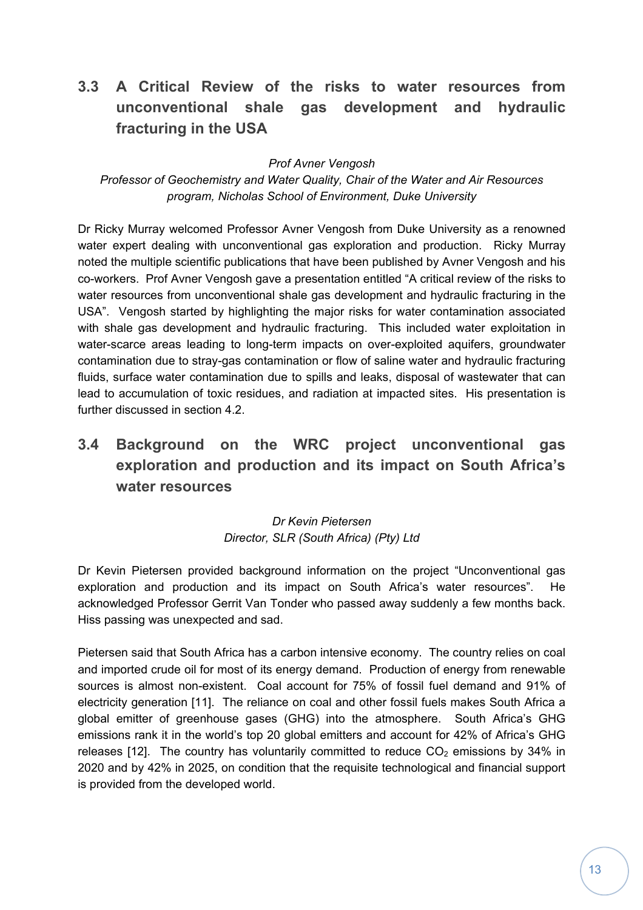## 3.3 A Critical Review of the risks to water resources from unconventional shale gas development and hydraulic fracturing in the USA

*Prof Avner Vengosh*
*Professor of Geochemistry and Water Quality, Chair of the Water and Air Resources program, Nicholas School of Environment, Duke University*

Dr Ricky Murray welcomed Professor Avner Vengosh from Duke University as a renowned water expert dealing with unconventional gas exploration and production. Ricky Murray noted the multiple scientific publications that have been published by Avner Vengosh and his co-workers. Prof Avner Vengosh gave a presentation entitled "A critical review of the risks to water resources from unconventional shale gas development and hydraulic fracturing in the USA". Vengosh started by highlighting the major risks for water contamination associated with shale gas development and hydraulic fracturing. This included water exploitation in water-scarce areas leading to long-term impacts on over-exploited aquifers, groundwater contamination due to stray-gas contamination or flow of saline water and hydraulic fracturing fluids, surface water contamination due to spills and leaks, disposal of wastewater that can lead to accumulation of toxic residues, and radiation at impacted sites. His presentation is further discussed in section 4.2.

## 3.4 Background on the WRC project unconventional gas exploration and production and its impact on South Africa's water resources

*Dr Kevin Pietersen*
*Director, SLR (South Africa) (Pty) Ltd*

Dr Kevin Pietersen provided background information on the project "Unconventional gas exploration and production and its impact on South Africa's water resources". He acknowledged Professor Gerrit Van Tonder who passed away suddenly a few months back. Hiss passing was unexpected and sad.

Pietersen said that South Africa has a carbon intensive economy. The country relies on coal and imported crude oil for most of its energy demand. Production of energy from renewable sources is almost non-existent. Coal account for 75% of fossil fuel demand and 91% of electricity generation [11]. The reliance on coal and other fossil fuels makes South Africa a global emitter of greenhouse gases (GHG) into the atmosphere. South Africa's GHG emissions rank it in the world's top 20 global emitters and account for 42% of Africa's GHG releases [12]. The country has voluntarily committed to reduce $CO_2$ emissions by 34% in 2020 and by 42% in 2025, on condition that the requisite technological and financial support is provided from the developed world.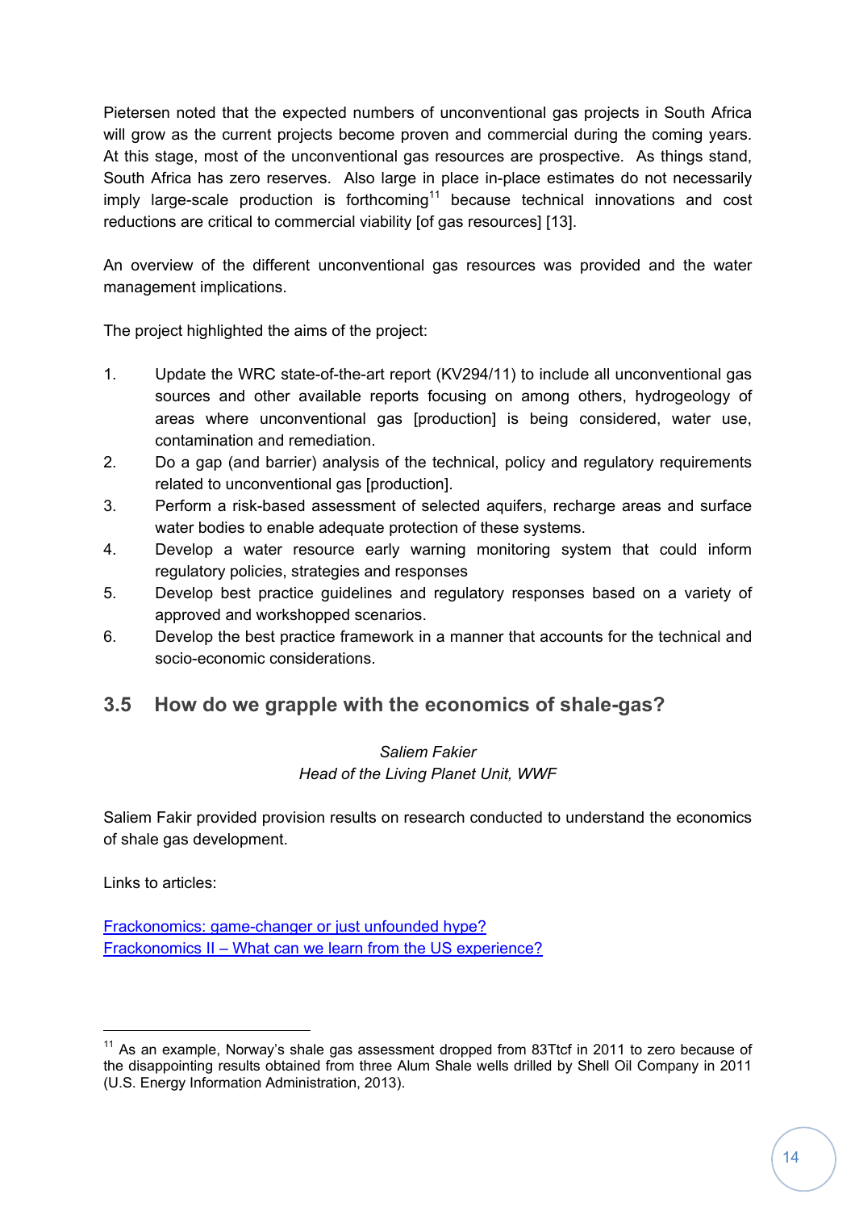Pietersen noted that the expected numbers of unconventional gas projects in South Africa will grow as the current projects become proven and commercial during the coming years. At this stage, most of the unconventional gas resources are prospective. As things stand, South Africa has zero reserves. Also large in place in-place estimates do not necessarily imply large-scale production is forthcoming[11] because technical innovations and cost reductions are critical to commercial viability [of gas resources] [13].

An overview of the different unconventional gas resources was provided and the water management implications.

The project highlighted the aims of the project:

1. Update the WRC state-of-the-art report (KV294/11) to include all unconventional gas sources and other available reports focusing on among others, hydrogeology of areas where unconventional gas [production] is being considered, water use, contamination and remediation.
2. Do a gap (and barrier) analysis of the technical, policy and regulatory requirements related to unconventional gas [production].
3. Perform a risk-based assessment of selected aquifers, recharge areas and surface water bodies to enable adequate protection of these systems.
4. Develop a water resource early warning monitoring system that could inform regulatory policies, strategies and responses
5. Develop best practice guidelines and regulatory responses based on a variety of approved and workshopped scenarios.
6. Develop the best practice framework in a manner that accounts for the technical and socio-economic considerations.

## 3.5 How do we grapple with the economics of shale-gas?

*Saliem Fakier*
*Head of the Living Planet Unit, WWF*

Saliem Fakir provided provision results on research conducted to understand the economics of shale gas development.

Links to articles:

[Frackonomics: game-changer or just unfounded hype?]
[Frackonomics II – What can we learn from the US experience?]

---

[11] As an example, Norway's shale gas assessment dropped from 83Ttcf in 2011 to zero because of the disappointing results obtained from three Alum Shale wells drilled by Shell Oil Company in 2011 (U.S. Energy Information Administration, 2013).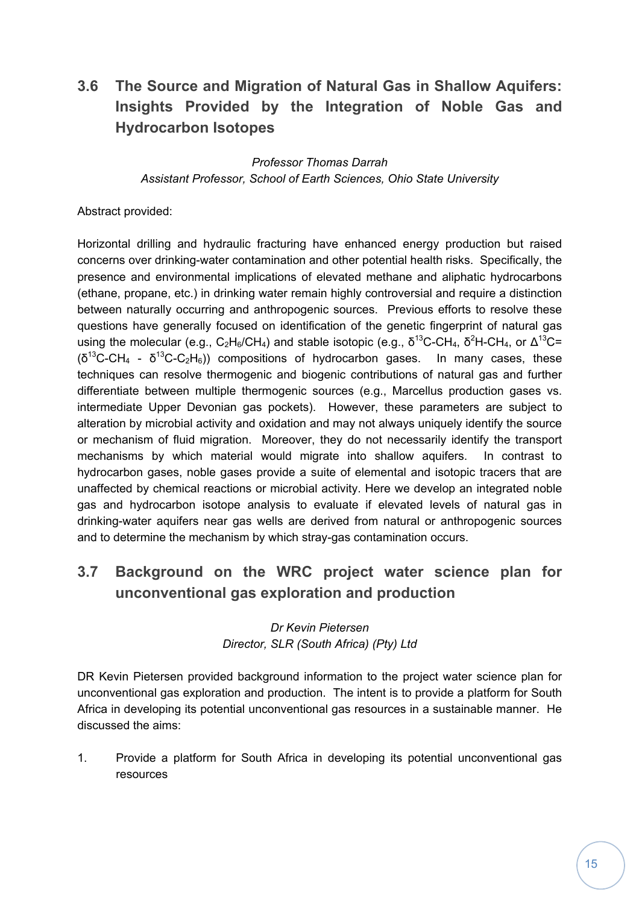## 3.6 The Source and Migration of Natural Gas in Shallow Aquifers: Insights Provided by the Integration of Noble Gas and Hydrocarbon Isotopes

*Professor Thomas Darrah*
*Assistant Professor, School of Earth Sciences, Ohio State University*

Abstract provided:

Horizontal drilling and hydraulic fracturing have enhanced energy production but raised concerns over drinking-water contamination and other potential health risks. Specifically, the presence and environmental implications of elevated methane and aliphatic hydrocarbons (ethane, propane, etc.) in drinking water remain highly controversial and require a distinction between naturally occurring and anthropogenic sources. Previous efforts to resolve these questions have generally focused on identification of the genetic fingerprint of natural gas using the molecular (e.g., $C_2H_6/CH_4$) and stable isotopic (e.g., $\delta^{13}C\text{-}CH_4$, $\delta^{2}H\text{-}CH_4$, or $\Delta^{13}C = (\delta^{13}C\text{-}CH_4 - \delta^{13}C\text{-}C_2H_6)$) compositions of hydrocarbon gases. In many cases, these techniques can resolve thermogenic and biogenic contributions of natural gas and further differentiate between multiple thermogenic sources (e.g., Marcellus production gases vs. intermediate Upper Devonian gas pockets). However, these parameters are subject to alteration by microbial activity and oxidation and may not always uniquely identify the source or mechanism of fluid migration. Moreover, they do not necessarily identify the transport mechanisms by which material would migrate into shallow aquifers. In contrast to hydrocarbon gases, noble gases provide a suite of elemental and isotopic tracers that are unaffected by chemical reactions or microbial activity. Here we develop an integrated noble gas and hydrocarbon isotope analysis to evaluate if elevated levels of natural gas in drinking-water aquifers near gas wells are derived from natural or anthropogenic sources and to determine the mechanism by which stray-gas contamination occurs.

## 3.7 Background on the WRC project water science plan for unconventional gas exploration and production

*Dr Kevin Pietersen*
*Director, SLR (South Africa) (Pty) Ltd*

DR Kevin Pietersen provided background information to the project water science plan for unconventional gas exploration and production. The intent is to provide a platform for South Africa in developing its potential unconventional gas resources in a sustainable manner. He discussed the aims:

1. Provide a platform for South Africa in developing its potential unconventional gas resources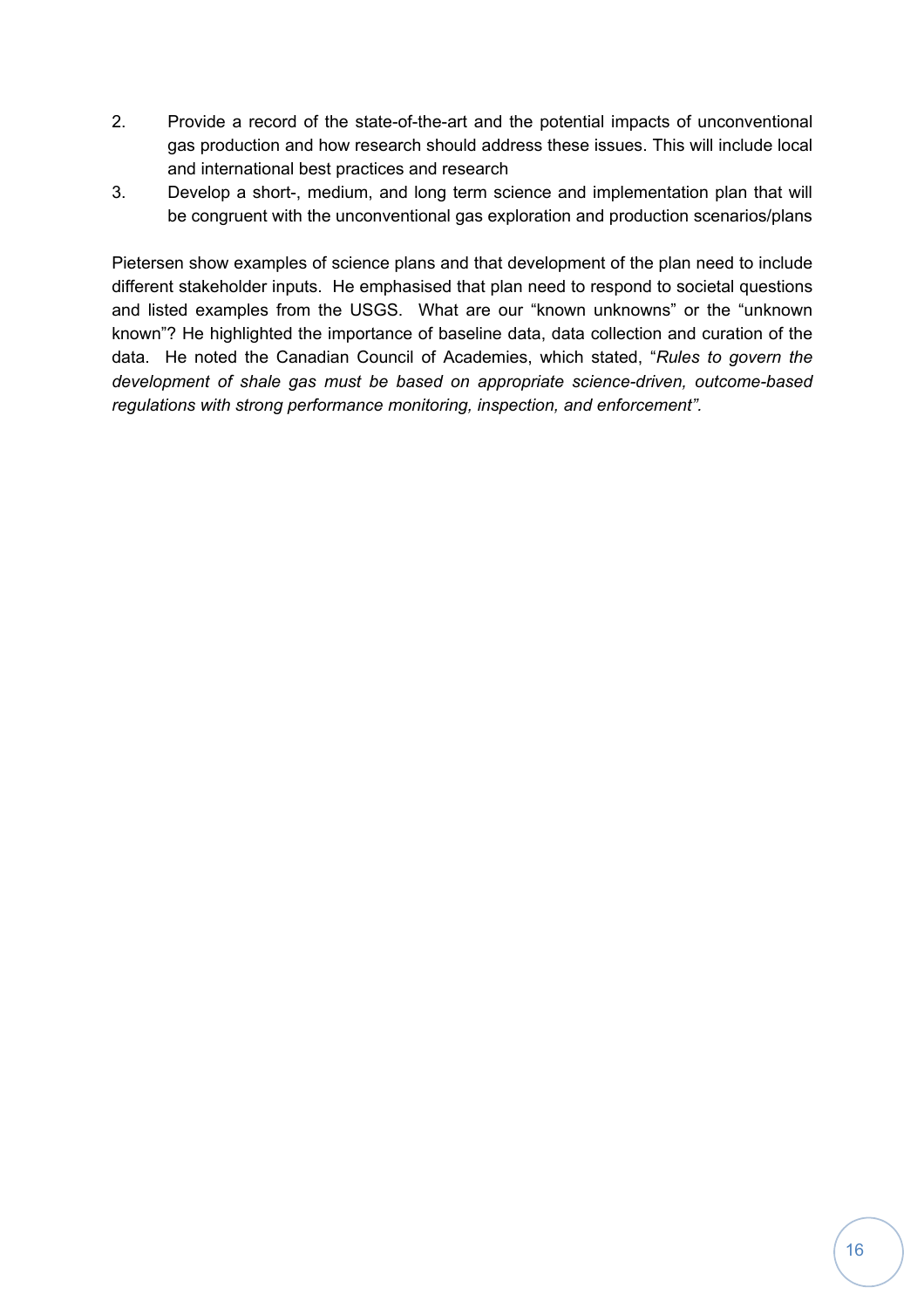2. Provide a record of the state-of-the-art and the potential impacts of unconventional gas production and how research should address these issues. This will include local and international best practices and research
3. Develop a short-, medium, and long term science and implementation plan that will be congruent with the unconventional gas exploration and production scenarios/plans

Pietersen show examples of science plans and that development of the plan need to include different stakeholder inputs. He emphasised that plan need to respond to societal questions and listed examples from the USGS. What are our "known unknowns" or the "unknown known"? He highlighted the importance of baseline data, data collection and curation of the data. He noted the Canadian Council of Academies, which stated, "*Rules to govern the development of shale gas must be based on appropriate science-driven, outcome-based regulations with strong performance monitoring, inspection, and enforcement"*.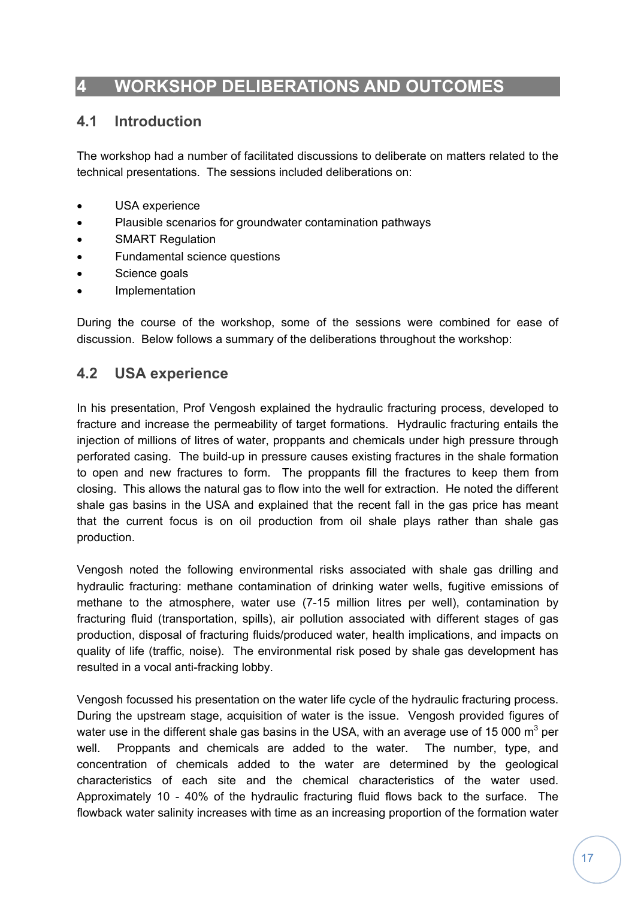// Inside the transcription tags
# 4 WORKSHOP DELIBERATIONS AND OUTCOMES

## 4.1 Introduction

The workshop had a number of facilitated discussions to deliberate on matters related to the technical presentations. The sessions included deliberations on:

- USA experience
- Plausible scenarios for groundwater contamination pathways
- SMART Regulation
- Fundamental science questions
- Science goals
- Implementation

During the course of the workshop, some of the sessions were combined for ease of discussion. Below follows a summary of the deliberations throughout the workshop:

## 4.2 USA experience

In his presentation, Prof Vengosh explained the hydraulic fracturing process, developed to fracture and increase the permeability of target formations. Hydraulic fracturing entails the injection of millions of litres of water, proppants and chemicals under high pressure through perforated casing. The build-up in pressure causes existing fractures in the shale formation to open and new fractures to form. The proppants fill the fractures to keep them from closing. This allows the natural gas to flow into the well for extraction. He noted the different shale gas basins in the USA and explained that the recent fall in the gas price has meant that the current focus is on oil production from oil shale plays rather than shale gas production.

Vengosh noted the following environmental risks associated with shale gas drilling and hydraulic fracturing: methane contamination of drinking water wells, fugitive emissions of methane to the atmosphere, water use (7-15 million litres per well), contamination by fracturing fluid (transportation, spills), air pollution associated with different stages of gas production, disposal of fracturing fluids/produced water, health implications, and impacts on quality of life (traffic, noise). The environmental risk posed by shale gas development has resulted in a vocal anti-fracking lobby.

Vengosh focussed his presentation on the water life cycle of the hydraulic fracturing process. During the upstream stage, acquisition of water is the issue. Vengosh provided figures of water use in the different shale gas basins in the USA, with an average use of 15 000 $m^3$ per well. Proppants and chemicals are added to the water. The number, type, and concentration of chemicals added to the water are determined by the geological characteristics of each site and the chemical characteristics of the water used. Approximately 10 - 40% of the hydraulic fracturing fluid flows back to the surface. The flowback water salinity increases with time as an increasing proportion of the formation water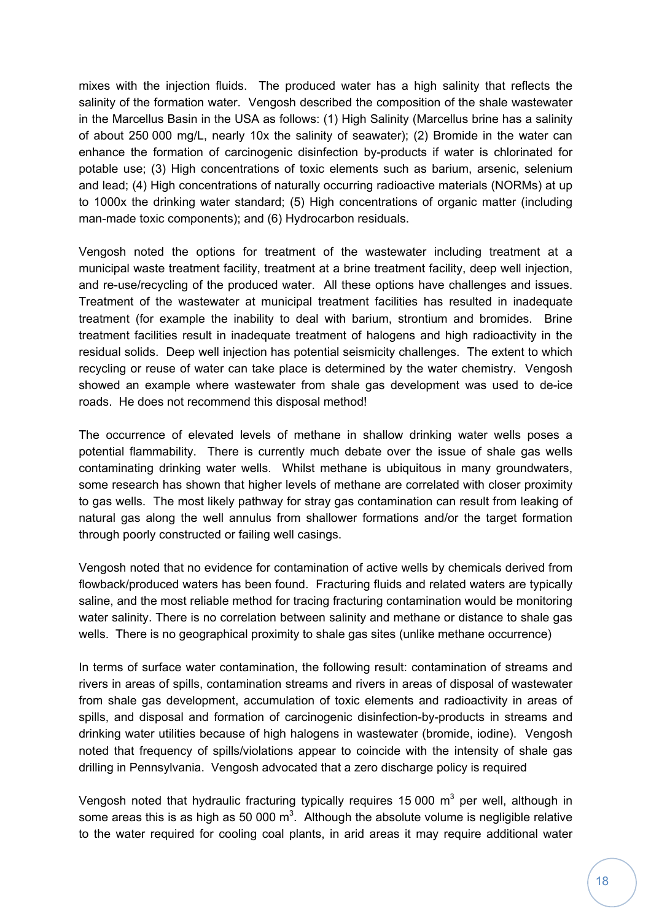mixes with the injection fluids. The produced water has a high salinity that reflects the salinity of the formation water. Vengosh described the composition of the shale wastewater in the Marcellus Basin in the USA as follows: (1) High Salinity (Marcellus brine has a salinity of about 250 000 mg/L, nearly 10x the salinity of seawater); (2) Bromide in the water can enhance the formation of carcinogenic disinfection by-products if water is chlorinated for potable use; (3) High concentrations of toxic elements such as barium, arsenic, selenium and lead; (4) High concentrations of naturally occurring radioactive materials (NORMs) at up to 1000x the drinking water standard; (5) High concentrations of organic matter (including man-made toxic components); and (6) Hydrocarbon residuals.

Vengosh noted the options for treatment of the wastewater including treatment at a municipal waste treatment facility, treatment at a brine treatment facility, deep well injection, and re-use/recycling of the produced water. All these options have challenges and issues. Treatment of the wastewater at municipal treatment facilities has resulted in inadequate treatment (for example the inability to deal with barium, strontium and bromides. Brine treatment facilities result in inadequate treatment of halogens and high radioactivity in the residual solids. Deep well injection has potential seismicity challenges. The extent to which recycling or reuse of water can take place is determined by the water chemistry. Vengosh showed an example where wastewater from shale gas development was used to de-ice roads. He does not recommend this disposal method!

The occurrence of elevated levels of methane in shallow drinking water wells poses a potential flammability. There is currently much debate over the issue of shale gas wells contaminating drinking water wells. Whilst methane is ubiquitous in many groundwaters, some research has shown that higher levels of methane are correlated with closer proximity to gas wells. The most likely pathway for stray gas contamination can result from leaking of natural gas along the well annulus from shallower formations and/or the target formation through poorly constructed or failing well casings.

Vengosh noted that no evidence for contamination of active wells by chemicals derived from flowback/produced waters has been found. Fracturing fluids and related waters are typically saline, and the most reliable method for tracing fracturing contamination would be monitoring water salinity. There is no correlation between salinity and methane or distance to shale gas wells. There is no geographical proximity to shale gas sites (unlike methane occurrence)

In terms of surface water contamination, the following result: contamination of streams and rivers in areas of spills, contamination streams and rivers in areas of disposal of wastewater from shale gas development, accumulation of toxic elements and radioactivity in areas of spills, and disposal and formation of carcinogenic disinfection-by-products in streams and drinking water utilities because of high halogens in wastewater (bromide, iodine). Vengosh noted that frequency of spills/violations appear to coincide with the intensity of shale gas drilling in Pennsylvania. Vengosh advocated that a zero discharge policy is required

Vengosh noted that hydraulic fracturing typically requires 15 000 $m^3$ per well, although in some areas this is as high as 50 000 $m^3$. Although the absolute volume is negligible relative to the water required for cooling coal plants, in arid areas it may require additional water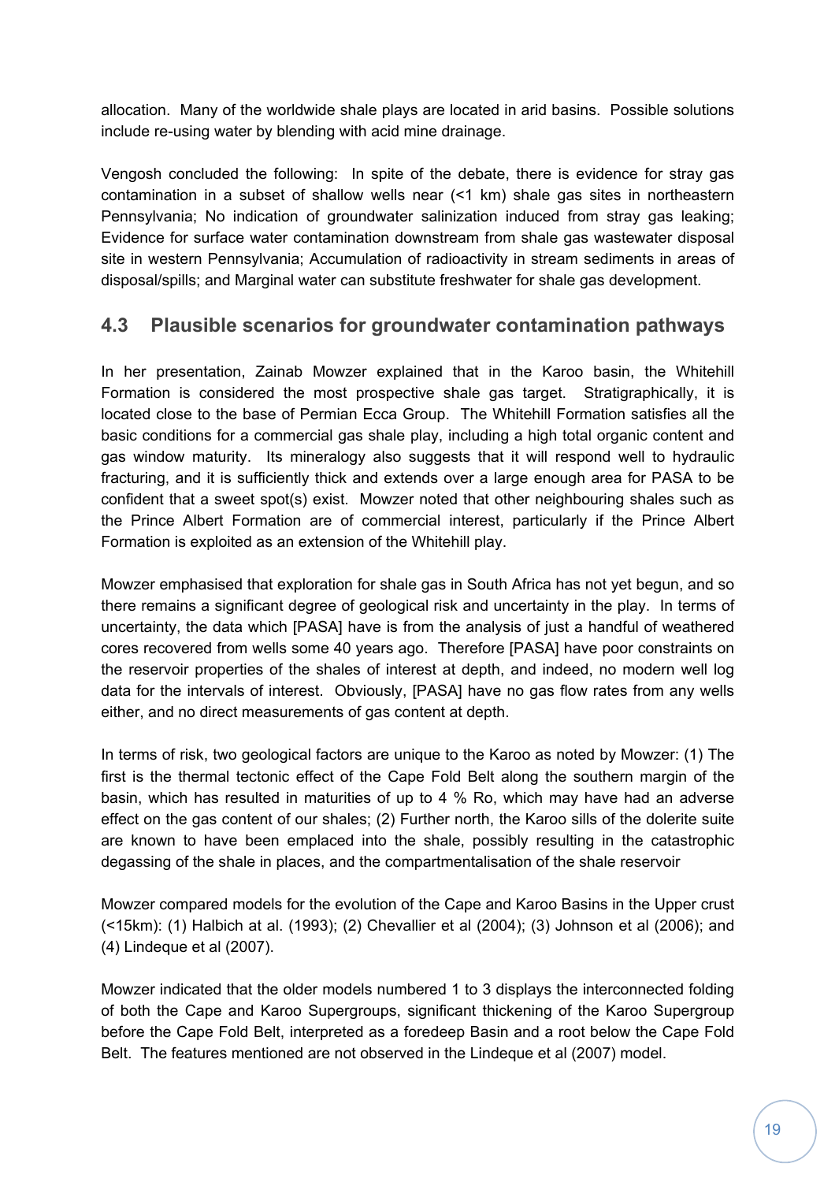allocation. Many of the worldwide shale plays are located in arid basins. Possible solutions include re-using water by blending with acid mine drainage.

Vengosh concluded the following: In spite of the debate, there is evidence for stray gas contamination in a subset of shallow wells near (<1 km) shale gas sites in northeastern Pennsylvania; No indication of groundwater salinization induced from stray gas leaking; Evidence for surface water contamination downstream from shale gas wastewater disposal site in western Pennsylvania; Accumulation of radioactivity in stream sediments in areas of disposal/spills; and Marginal water can substitute freshwater for shale gas development.

## 4.3 Plausible scenarios for groundwater contamination pathways

In her presentation, Zainab Mowzer explained that in the Karoo basin, the Whitehill Formation is considered the most prospective shale gas target. Stratigraphically, it is located close to the base of Permian Ecca Group. The Whitehill Formation satisfies all the basic conditions for a commercial gas shale play, including a high total organic content and gas window maturity. Its mineralogy also suggests that it will respond well to hydraulic fracturing, and it is sufficiently thick and extends over a large enough area for PASA to be confident that a sweet spot(s) exist. Mowzer noted that other neighbouring shales such as the Prince Albert Formation are of commercial interest, particularly if the Prince Albert Formation is exploited as an extension of the Whitehill play.

Mowzer emphasised that exploration for shale gas in South Africa has not yet begun, and so there remains a significant degree of geological risk and uncertainty in the play. In terms of uncertainty, the data which [PASA] have is from the analysis of just a handful of weathered cores recovered from wells some 40 years ago. Therefore [PASA] have poor constraints on the reservoir properties of the shales of interest at depth, and indeed, no modern well log data for the intervals of interest. Obviously, [PASA] have no gas flow rates from any wells either, and no direct measurements of gas content at depth.

In terms of risk, two geological factors are unique to the Karoo as noted by Mowzer: (1) The first is the thermal tectonic effect of the Cape Fold Belt along the southern margin of the basin, which has resulted in maturities of up to 4 % Ro, which may have had an adverse effect on the gas content of our shales; (2) Further north, the Karoo sills of the dolerite suite are known to have been emplaced into the shale, possibly resulting in the catastrophic degassing of the shale in places, and the compartmentalisation of the shale reservoir

Mowzer compared models for the evolution of the Cape and Karoo Basins in the Upper crust (<15km): (1) Halbich at al. (1993); (2) Chevallier et al (2004); (3) Johnson et al (2006); and (4) Lindeque et al (2007).

Mowzer indicated that the older models numbered 1 to 3 displays the interconnected folding of both the Cape and Karoo Supergroups, significant thickening of the Karoo Supergroup before the Cape Fold Belt, interpreted as a foredeep Basin and a root below the Cape Fold Belt. The features mentioned are not observed in the Lindeque et al (2007) model.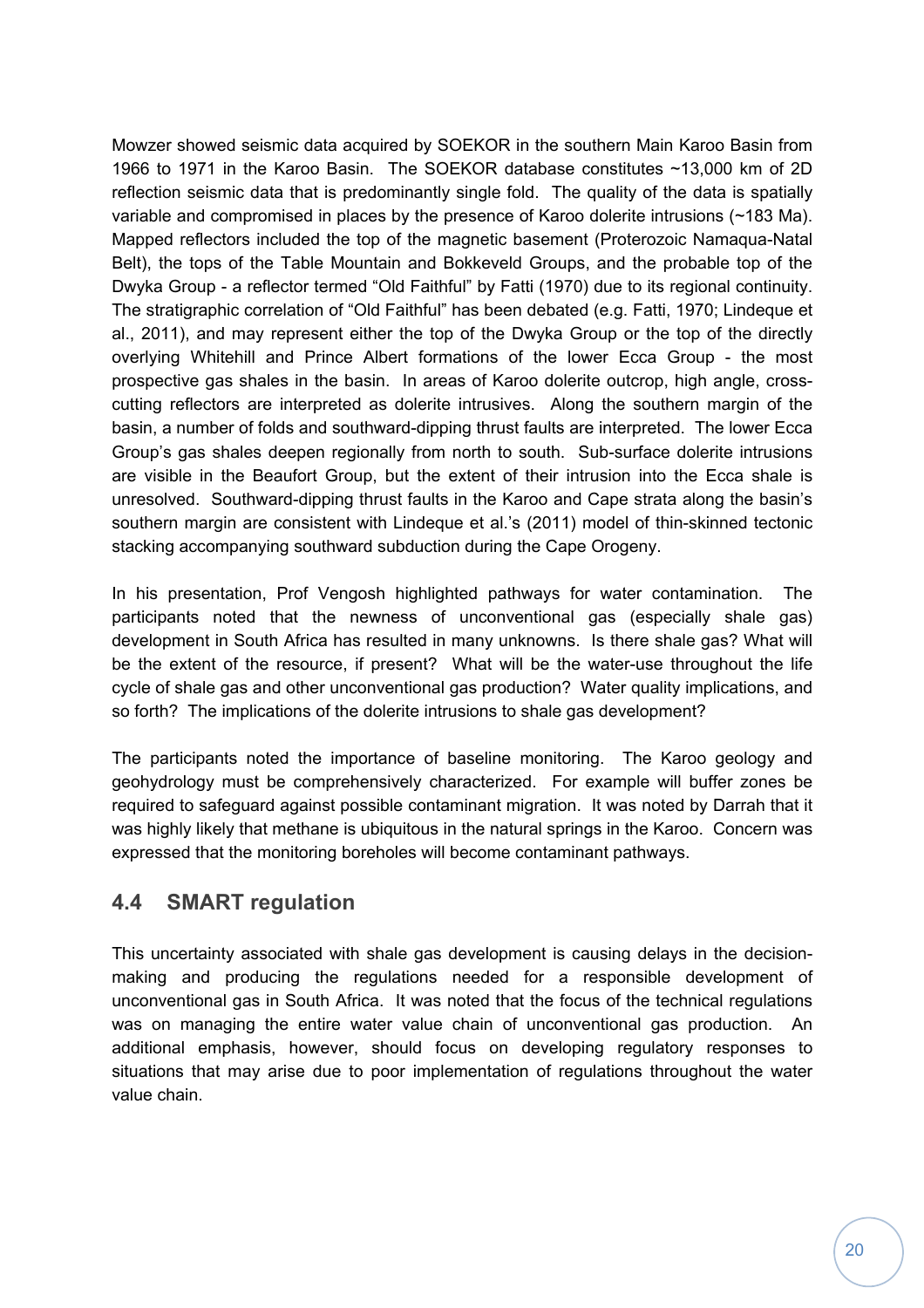Mowzer showed seismic data acquired by SOEKOR in the southern Main Karoo Basin from 1966 to 1971 in the Karoo Basin. The SOEKOR database constitutes ~13,000 km of 2D reflection seismic data that is predominantly single fold. The quality of the data is spatially variable and compromised in places by the presence of Karoo dolerite intrusions (~183 Ma). Mapped reflectors included the top of the magnetic basement (Proterozoic Namaqua-Natal Belt), the tops of the Table Mountain and Bokkeveld Groups, and the probable top of the Dwyka Group - a reflector termed "Old Faithful" by Fatti (1970) due to its regional continuity. The stratigraphic correlation of "Old Faithful" has been debated (e.g. Fatti, 1970; Lindeque et al., 2011), and may represent either the top of the Dwyka Group or the top of the directly overlying Whitehill and Prince Albert formations of the lower Ecca Group - the most prospective gas shales in the basin. In areas of Karoo dolerite outcrop, high angle, cross-cutting reflectors are interpreted as dolerite intrusives. Along the southern margin of the basin, a number of folds and southward-dipping thrust faults are interpreted. The lower Ecca Group's gas shales deepen regionally from north to south. Sub-surface dolerite intrusions are visible in the Beaufort Group, but the extent of their intrusion into the Ecca shale is unresolved. Southward-dipping thrust faults in the Karoo and Cape strata along the basin's southern margin are consistent with Lindeque et al.'s (2011) model of thin-skinned tectonic stacking accompanying southward subduction during the Cape Orogeny.

In his presentation, Prof Vengosh highlighted pathways for water contamination. The participants noted that the newness of unconventional gas (especially shale gas) development in South Africa has resulted in many unknowns. Is there shale gas? What will be the extent of the resource, if present? What will be the water-use throughout the life cycle of shale gas and other unconventional gas production? Water quality implications, and so forth? The implications of the dolerite intrusions to shale gas development?

The participants noted the importance of baseline monitoring. The Karoo geology and geohydrology must be comprehensively characterized. For example will buffer zones be required to safeguard against possible contaminant migration. It was noted by Darrah that it was highly likely that methane is ubiquitous in the natural springs in the Karoo. Concern was expressed that the monitoring boreholes will become contaminant pathways.

## 4.4 SMART regulation

This uncertainty associated with shale gas development is causing delays in the decision-making and producing the regulations needed for a responsible development of unconventional gas in South Africa. It was noted that the focus of the technical regulations was on managing the entire water value chain of unconventional gas production. An additional emphasis, however, should focus on developing regulatory responses to situations that may arise due to poor implementation of regulations throughout the water value chain.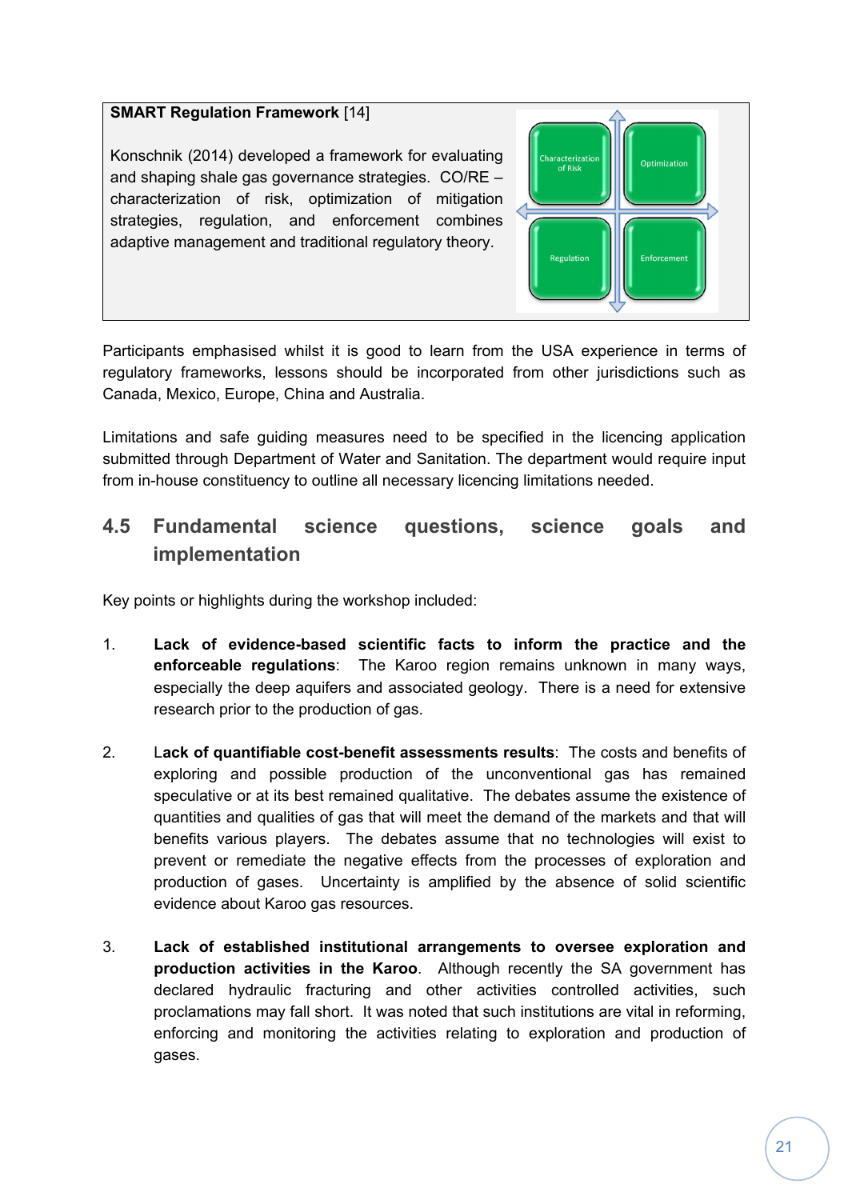**SMART Regulation Framework** [14]

Konschnik (2014) developed a framework for evaluating and shaping shale gas governance strategies. CO/RE – characterization of risk, optimization of mitigation strategies, regulation, and enforcement combines adaptive management and traditional regulatory theory.

Participants emphasised whilst it is good to learn from the USA experience in terms of regulatory frameworks, lessons should be incorporated from other jurisdictions such as Canada, Mexico, Europe, China and Australia.

Limitations and safe guiding measures need to be specified in the licencing application submitted through Department of Water and Sanitation. The department would require input from in-house constituency to outline all necessary licencing limitations needed.

## 4.5 Fundamental science questions, science goals and implementation

Key points or highlights during the workshop included:

1. **Lack of evidence-based scientific facts to inform the practice and the enforceable regulations**: The Karoo region remains unknown in many ways, especially the deep aquifers and associated geology. There is a need for extensive research prior to the production of gas.

2. L**ack of quantifiable cost-benefit assessments results**: The costs and benefits of exploring and possible production of the unconventional gas has remained speculative or at its best remained qualitative. The debates assume the existence of quantities and qualities of gas that will meet the demand of the markets and that will benefits various players. The debates assume that no technologies will exist to prevent or remediate the negative effects from the processes of exploration and production of gases. Uncertainty is amplified by the absence of solid scientific evidence about Karoo gas resources.

3. **Lack of established institutional arrangements to oversee exploration and production activities in the Karoo**. Although recently the SA government has declared hydraulic fracturing and other activities controlled activities, such proclamations may fall short. It was noted that such institutions are vital in reforming, enforcing and monitoring the activities relating to exploration and production of gases.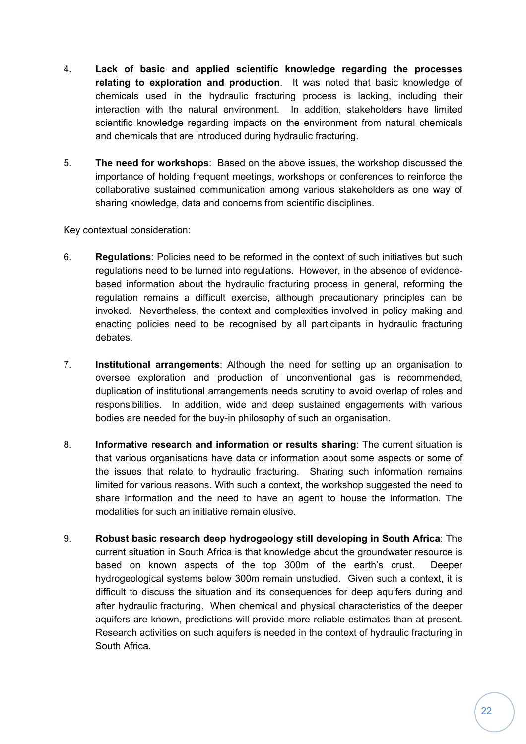4. **Lack of basic and applied scientific knowledge regarding the processes relating to exploration and production**. It was noted that basic knowledge of chemicals used in the hydraulic fracturing process is lacking, including their interaction with the natural environment. In addition, stakeholders have limited scientific knowledge regarding impacts on the environment from natural chemicals and chemicals that are introduced during hydraulic fracturing.

5. **The need for workshops**: Based on the above issues, the workshop discussed the importance of holding frequent meetings, workshops or conferences to reinforce the collaborative sustained communication among various stakeholders as one way of sharing knowledge, data and concerns from scientific disciplines.

Key contextual consideration:

6. **Regulations**: Policies need to be reformed in the context of such initiatives but such regulations need to be turned into regulations. However, in the absence of evidence-based information about the hydraulic fracturing process in general, reforming the regulation remains a difficult exercise, although precautionary principles can be invoked. Nevertheless, the context and complexities involved in policy making and enacting policies need to be recognised by all participants in hydraulic fracturing debates.

7. **Institutional arrangements**: Although the need for setting up an organisation to oversee exploration and production of unconventional gas is recommended, duplication of institutional arrangements needs scrutiny to avoid overlap of roles and responsibilities. In addition, wide and deep sustained engagements with various bodies are needed for the buy-in philosophy of such an organisation.

8. **Informative research and information or results sharing**: The current situation is that various organisations have data or information about some aspects or some of the issues that relate to hydraulic fracturing. Sharing such information remains limited for various reasons. With such a context, the workshop suggested the need to share information and the need to have an agent to house the information. The modalities for such an initiative remain elusive.

9. **Robust basic research deep hydrogeology still developing in South Africa**: The current situation in South Africa is that knowledge about the groundwater resource is based on known aspects of the top 300m of the earth's crust. Deeper hydrogeological systems below 300m remain unstudied. Given such a context, it is difficult to discuss the situation and its consequences for deep aquifers during and after hydraulic fracturing. When chemical and physical characteristics of the deeper aquifers are known, predictions will provide more reliable estimates than at present. Research activities on such aquifers is needed in the context of hydraulic fracturing in South Africa.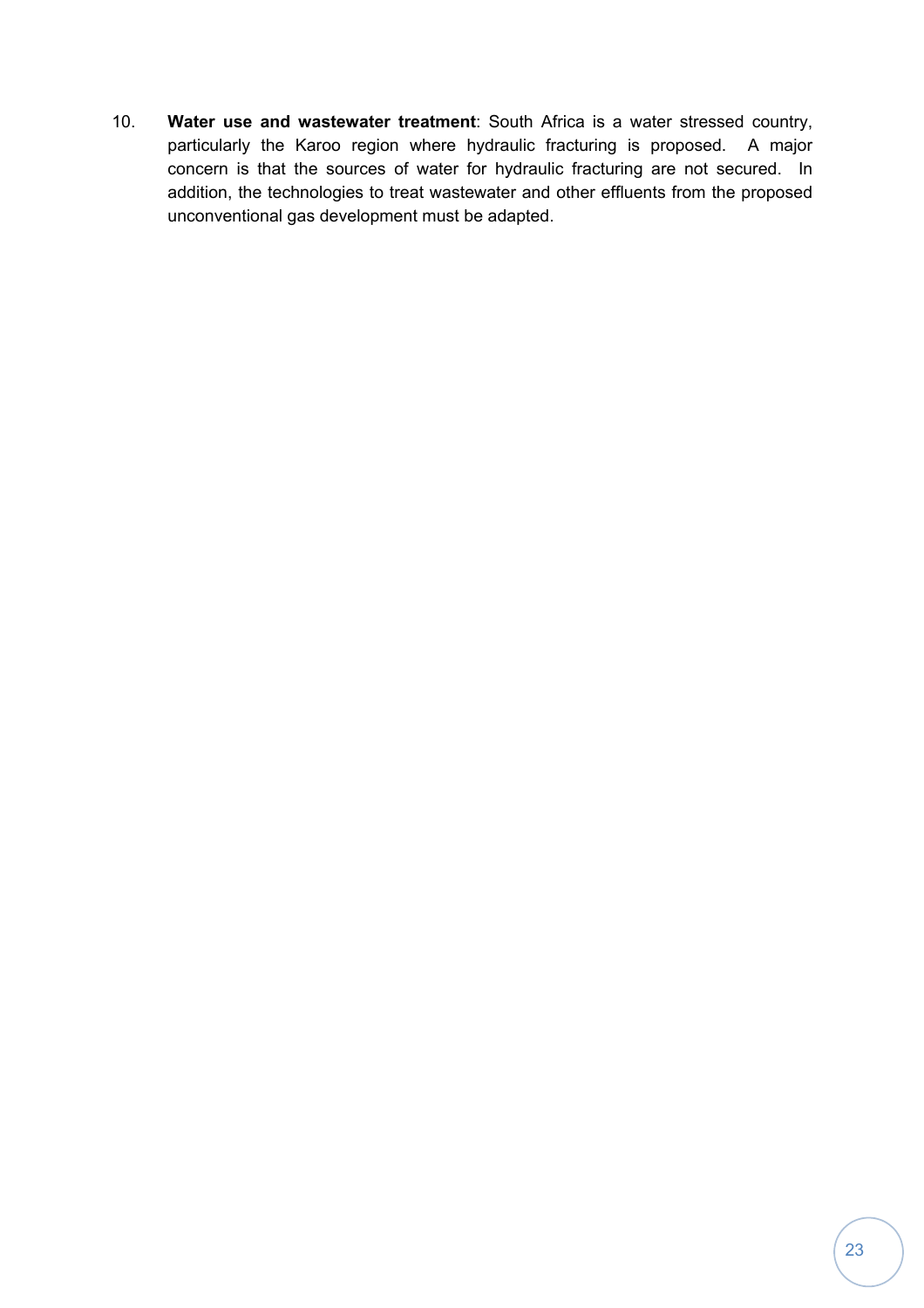10. **Water use and wastewater treatment**: South Africa is a water stressed country, particularly the Karoo region where hydraulic fracturing is proposed. A major concern is that the sources of water for hydraulic fracturing are not secured. In addition, the technologies to treat wastewater and other effluents from the proposed unconventional gas development must be adapted.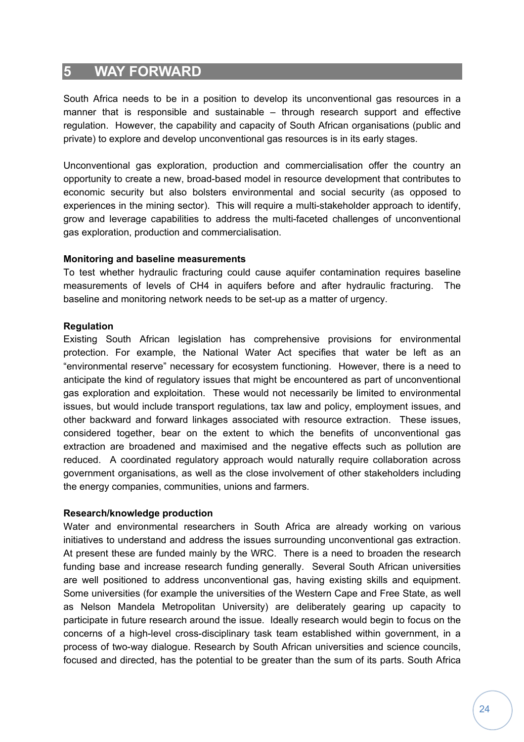# 5 WAY FORWARD

South Africa needs to be in a position to develop its unconventional gas resources in a manner that is responsible and sustainable – through research support and effective regulation. However, the capability and capacity of South African organisations (public and private) to explore and develop unconventional gas resources is in its early stages.

Unconventional gas exploration, production and commercialisation offer the country an opportunity to create a new, broad-based model in resource development that contributes to economic security but also bolsters environmental and social security (as opposed to experiences in the mining sector). This will require a multi-stakeholder approach to identify, grow and leverage capabilities to address the multi-faceted challenges of unconventional gas exploration, production and commercialisation.

**Monitoring and baseline measurements**

To test whether hydraulic fracturing could cause aquifer contamination requires baseline measurements of levels of $CH_4$ in aquifers before and after hydraulic fracturing. The baseline and monitoring network needs to be set-up as a matter of urgency.

**Regulation**

Existing South African legislation has comprehensive provisions for environmental protection. For example, the National Water Act specifies that water be left as an "environmental reserve" necessary for ecosystem functioning. However, there is a need to anticipate the kind of regulatory issues that might be encountered as part of unconventional gas exploration and exploitation. These would not necessarily be limited to environmental issues, but would include transport regulations, tax law and policy, employment issues, and other backward and forward linkages associated with resource extraction. These issues, considered together, bear on the extent to which the benefits of unconventional gas extraction are broadened and maximised and the negative effects such as pollution are reduced. A coordinated regulatory approach would naturally require collaboration across government organisations, as well as the close involvement of other stakeholders including the energy companies, communities, unions and farmers.

**Research/knowledge production**

Water and environmental researchers in South Africa are already working on various initiatives to understand and address the issues surrounding unconventional gas extraction. At present these are funded mainly by the WRC. There is a need to broaden the research funding base and increase research funding generally. Several South African universities are well positioned to address unconventional gas, having existing skills and equipment. Some universities (for example the universities of the Western Cape and Free State, as well as Nelson Mandela Metropolitan University) are deliberately gearing up capacity to participate in future research around the issue. Ideally research would begin to focus on the concerns of a high-level cross-disciplinary task team established within government, in a process of two-way dialogue. Research by South African universities and science councils, focused and directed, has the potential to be greater than the sum of its parts. South Africa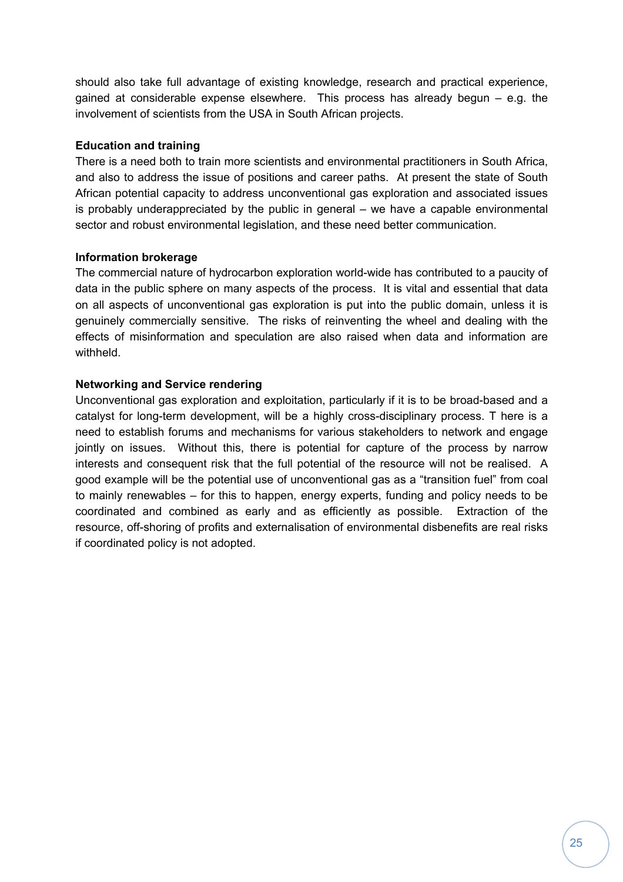should also take full advantage of existing knowledge, research and practical experience, gained at considerable expense elsewhere. This process has already begun – e.g. the involvement of scientists from the USA in South African projects.

**Education and training**

There is a need both to train more scientists and environmental practitioners in South Africa, and also to address the issue of positions and career paths. At present the state of South African potential capacity to address unconventional gas exploration and associated issues is probably underappreciated by the public in general – we have a capable environmental sector and robust environmental legislation, and these need better communication.

**Information brokerage**

The commercial nature of hydrocarbon exploration world-wide has contributed to a paucity of data in the public sphere on many aspects of the process. It is vital and essential that data on all aspects of unconventional gas exploration is put into the public domain, unless it is genuinely commercially sensitive. The risks of reinventing the wheel and dealing with the effects of misinformation and speculation are also raised when data and information are withheld.

**Networking and Service rendering**

Unconventional gas exploration and exploitation, particularly if it is to be broad-based and a catalyst for long-term development, will be a highly cross-disciplinary process. T here is a need to establish forums and mechanisms for various stakeholders to network and engage jointly on issues. Without this, there is potential for capture of the process by narrow interests and consequent risk that the full potential of the resource will not be realised. A good example will be the potential use of unconventional gas as a "transition fuel" from coal to mainly renewables – for this to happen, energy experts, funding and policy needs to be coordinated and combined as early and as efficiently as possible. Extraction of the resource, off-shoring of profits and externalisation of environmental disbenefits are real risks if coordinated policy is not adopted.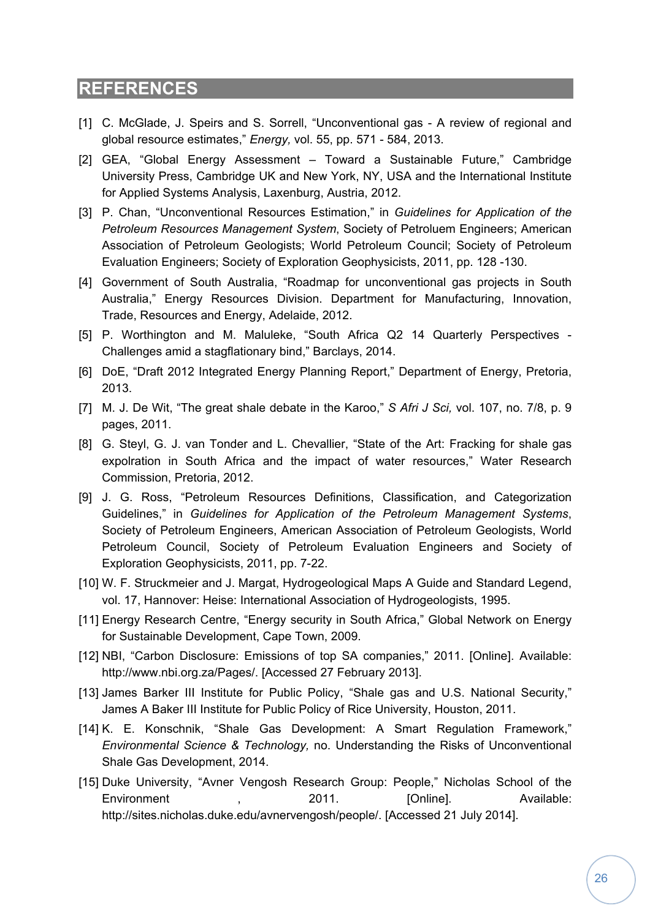# REFERENCES

[1] C. McGlade, J. Speirs and S. Sorrell, "Unconventional gas - A review of regional and global resource estimates," *Energy,* vol. 55, pp. 571 - 584, 2013.

[2] GEA, "Global Energy Assessment – Toward a Sustainable Future," Cambridge University Press, Cambridge UK and New York, NY, USA and the International Institute for Applied Systems Analysis, Laxenburg, Austria, 2012.

[3] P. Chan, "Unconventional Resources Estimation," in *Guidelines for Application of the Petroleum Resources Management System*, Society of Petroluem Engineers; American Association of Petroleum Geologists; World Petroleum Council; Society of Petroleum Evaluation Engineers; Society of Exploration Geophysicists, 2011, pp. 128 -130.

[4] Government of South Australia, "Roadmap for unconventional gas projects in South Australia," Energy Resources Division. Department for Manufacturing, Innovation, Trade, Resources and Energy, Adelaide, 2012.

[5] P. Worthington and M. Maluleke, "South Africa Q2 14 Quarterly Perspectives - Challenges amid a stagflationary bind," Barclays, 2014.

[6] DoE, "Draft 2012 Integrated Energy Planning Report," Department of Energy, Pretoria, 2013.

[7] M. J. De Wit, "The great shale debate in the Karoo," *S Afri J Sci,* vol. 107, no. 7/8, p. 9 pages, 2011.

[8] G. Steyl, G. J. van Tonder and L. Chevallier, "State of the Art: Fracking for shale gas expolration in South Africa and the impact of water resources," Water Research Commission, Pretoria, 2012.

[9] J. G. Ross, "Petroleum Resources Definitions, Classification, and Categorization Guidelines," in *Guidelines for Application of the Petroleum Management Systems*, Society of Petroleum Engineers, American Association of Petroleum Geologists, World Petroleum Council, Society of Petroleum Evaluation Engineers and Society of Exploration Geophysicists, 2011, pp. 7-22.

[10] W. F. Struckmeier and J. Margat, Hydrogeological Maps A Guide and Standard Legend, vol. 17, Hannover: Heise: International Association of Hydrogeologists, 1995.

[11] Energy Research Centre, "Energy security in South Africa," Global Network on Energy for Sustainable Development, Cape Town, 2009.

[12] NBI, "Carbon Disclosure: Emissions of top SA companies," 2011. [Online]. Available: http://www.nbi.org.za/Pages/. [Accessed 27 February 2013].

[13] James Barker III Institute for Public Policy, "Shale gas and U.S. National Security," James A Baker III Institute for Public Policy of Rice University, Houston, 2011.

[14] K. E. Konschnik, "Shale Gas Development: A Smart Regulation Framework," *Environmental Science & Technology,* no. Understanding the Risks of Unconventional Shale Gas Development, 2014.

[15] Duke University, "Avner Vengosh Research Group: People," Nicholas School of the Environment , 2011. [Online]. Available: http://sites.nicholas.duke.edu/avnervengosh/people/. [Accessed 21 July 2014].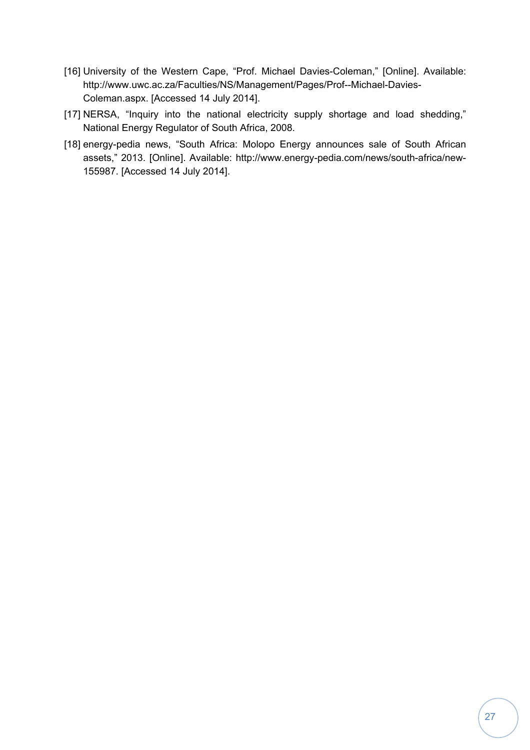[16] University of the Western Cape, “Prof. Michael Davies-Coleman,” [Online]. Available: http://www.uwc.ac.za/Faculties/NS/Management/Pages/Prof--Michael-Davies-Coleman.aspx. [Accessed 14 July 2014].

[17] NERSA, “Inquiry into the national electricity supply shortage and load shedding,” National Energy Regulator of South Africa, 2008.

[18] energy-pedia news, “South Africa: Molopo Energy announces sale of South African assets,” 2013. [Online]. Available: http://www.energy-pedia.com/news/south-africa/new-155987. [Accessed 14 July 2014].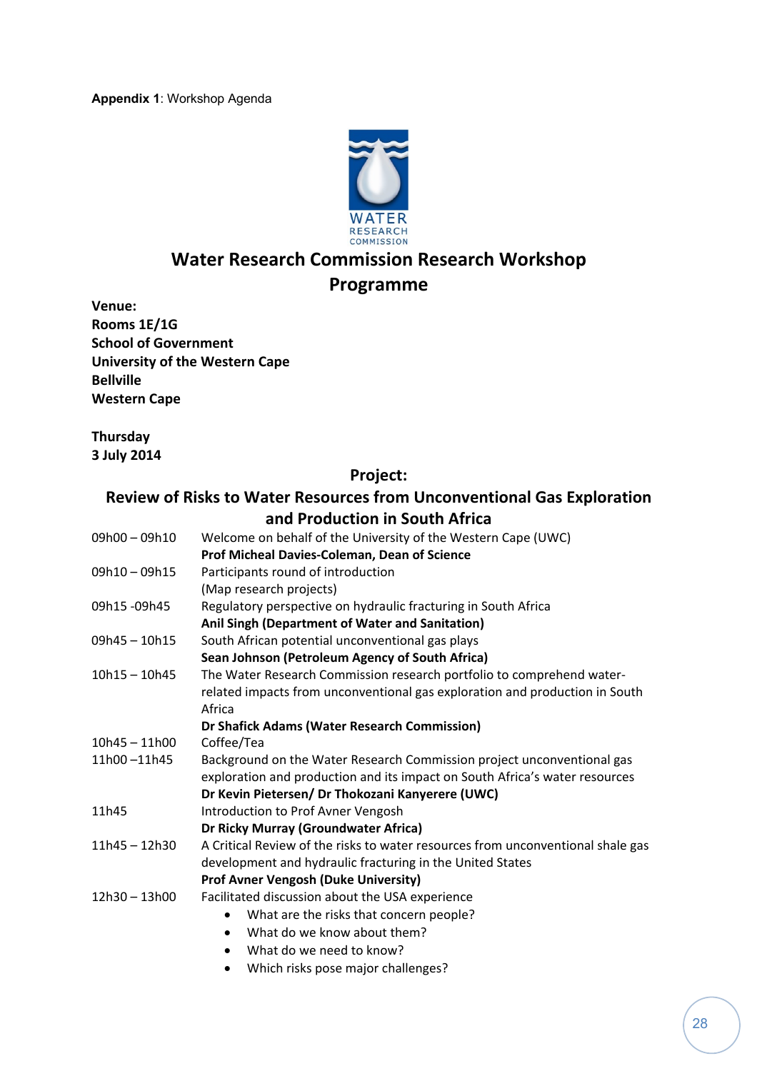**Appendix 1**: Workshop Agenda

WATER RESEARCH COMMISSION

# Water Research Commission Research Workshop Programme

**Venue:**
**Rooms 1E/1G**
**School of Government**
**University of the Western Cape**
**Bellville**
**Western Cape**

**Thursday**
**3 July 2014**

## Project:
## Review of Risks to Water Resources from Unconventional Gas Exploration and Production in South Africa

| | |
|---|---|
| 09h00 – 09h10 | Welcome on behalf of the University of the Western Cape (UWC)<br>**Prof Micheal Davies-Coleman, Dean of Science** |
| 09h10 – 09h15 | Participants round of introduction<br>(Map research projects) |
| 09h15 -09h45 | Regulatory perspective on hydraulic fracturing in South Africa<br>**Anil Singh (Department of Water and Sanitation)** |
| 09h45 – 10h15 | South African potential unconventional gas plays<br>**Sean Johnson (Petroleum Agency of South Africa)** |
| 10h15 – 10h45 | The Water Research Commission research portfolio to comprehend water-related impacts from unconventional gas exploration and production in South Africa<br>**Dr Shafick Adams (Water Research Commission)** |
| 10h45 – 11h00 | Coffee/Tea |
| 11h00 –11h45 | Background on the Water Research Commission project unconventional gas exploration and production and its impact on South Africa's water resources<br>**Dr Kevin Pietersen/ Dr Thokozani Kanyerere (UWC)** |
| 11h45 | Introduction to Prof Avner Vengosh<br>**Dr Ricky Murray (Groundwater Africa)** |
| 11h45 – 12h30 | A Critical Review of the risks to water resources from unconventional shale gas development and hydraulic fracturing in the United States<br>**Prof Avner Vengosh (Duke University)** |
| 12h30 – 13h00 | Facilitated discussion about the USA experience<br>• What are the risks that concern people?<br>• What do we know about them?<br>• What do we need to know?<br>• Which risks pose major challenges? |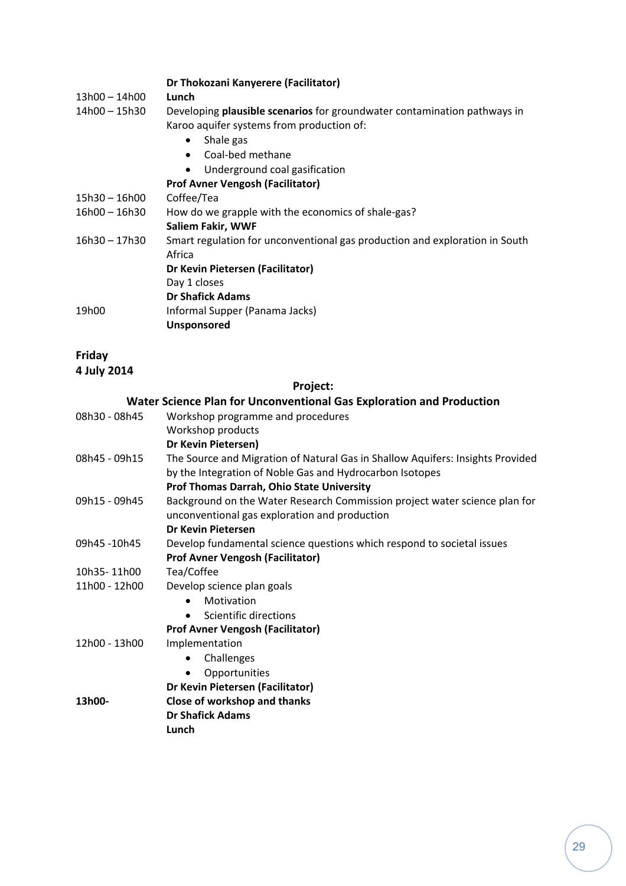| | |
|---|---|
| | **Dr Thokozani Kanyerere (Facilitator)** |
| 13h00 – 14h00 | **Lunch** |
| 14h00 – 15h30 | Developing **plausible scenarios** for groundwater contamination pathways in Karoo aquifer systems from production of:<br>• Shale gas<br>• Coal-bed methane<br>• Underground coal gasification<br>**Prof Avner Vengosh (Facilitator)** |
| 15h30 – 16h00 | Coffee/Tea |
| 16h00 – 16h30 | How do we grapple with the economics of shale-gas?<br>**Saliem Fakir, WWF** |
| 16h30 – 17h30 | Smart regulation for unconventional gas production and exploration in South Africa<br>**Dr Kevin Pietersen (Facilitator)**<br>Day 1 closes<br>**Dr Shafick Adams** |
| 19h00 | Informal Supper (Panama Jacks)<br>**Unsponsored** |

**Friday**
**4 July 2014**

**Project:**
**Water Science Plan for Unconventional Gas Exploration and Production**

| | |
|---|---|
| 08h30 - 08h45 | Workshop programme and procedures<br>Workshop products<br>**Dr Kevin Pietersen)** |
| 08h45 - 09h15 | The Source and Migration of Natural Gas in Shallow Aquifers: Insights Provided by the Integration of Noble Gas and Hydrocarbon Isotopes<br>**Prof Thomas Darrah, Ohio State University** |
| 09h15 - 09h45 | Background on the Water Research Commission project water science plan for unconventional gas exploration and production<br>**Dr Kevin Pietersen** |
| 09h45 -10h45 | Develop fundamental science questions which respond to societal issues<br>**Prof Avner Vengosh (Facilitator)** |
| 10h35- 11h00 | Tea/Coffee |
| 11h00 - 12h00 | Develop science plan goals<br>• Motivation<br>• Scientific directions<br>**Prof Avner Vengosh (Facilitator)** |
| 12h00 - 13h00 | Implementation<br>• Challenges<br>• Opportunities<br>**Dr Kevin Pietersen (Facilitator)** |
| **13h00-** | **Close of workshop and thanks**<br>**Dr Shafick Adams**<br>**Lunch** |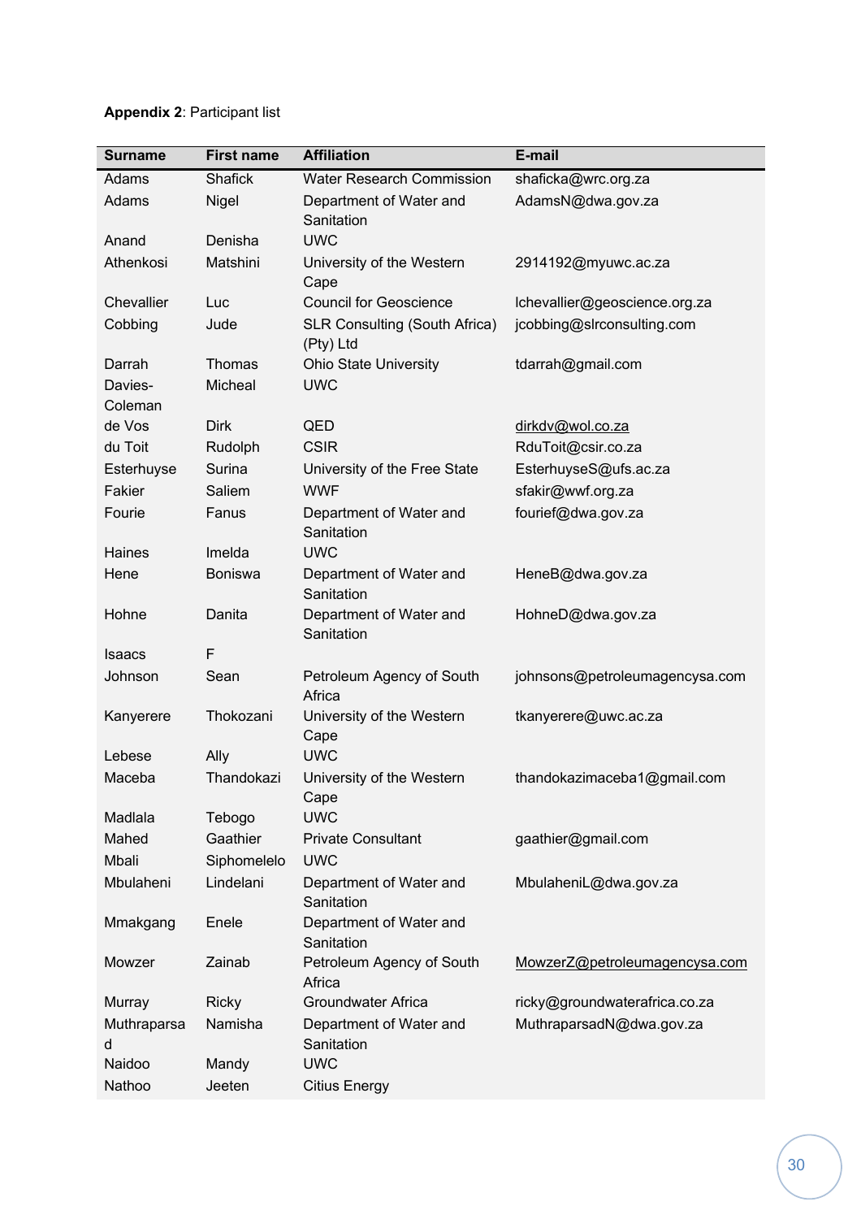**Appendix 2**: Participant list

| Surname | First name | Affiliation | E-mail |
|---|---|---|---|
| Adams | Shafick | Water Research Commission | shaficka@wrc.org.za |
| Adams | Nigel | Department of Water and Sanitation | AdamsN@dwa.gov.za |
| Anand | Denisha | UWC | |
| Athenkosi | Matshini | University of the Western Cape | 2914192@myuwc.ac.za |
| Chevallier | Luc | Council for Geoscience | lchevallier@geoscience.org.za |
| Cobbing | Jude | SLR Consulting (South Africa) (Pty) Ltd | jcobbing@slrconsulting.com |
| Darrah | Thomas | Ohio State University | tdarrah@gmail.com |
| Davies-Coleman | Micheal | UWC | |
| de Vos | Dirk | QED | dirkdv@wol.co.za |
| du Toit | Rudolph | CSIR | RduToit@csir.co.za |
| Esterhuyse | Surina | University of the Free State | EsterhuyseS@ufs.ac.za |
| Fakier | Saliem | WWF | sfakir@wwf.org.za |
| Fourie | Fanus | Department of Water and Sanitation | fourief@dwa.gov.za |
| Haines | Imelda | UWC | |
| Hene | Boniswa | Department of Water and Sanitation | HeneB@dwa.gov.za |
| Hohne | Danita | Department of Water and Sanitation | HohneD@dwa.gov.za |
| Isaacs | F | | |
| Johnson | Sean | Petroleum Agency of South Africa | johnsons@petroleumagencysa.com |
| Kanyerere | Thokozani | University of the Western Cape | tkanyerere@uwc.ac.za |
| Lebese | Ally | UWC | |
| Maceba | Thandokazi | University of the Western Cape | thandokazimaceba1@gmail.com |
| Madlala | Tebogo | UWC | |
| Mahed | Gaathier | Private Consultant | gaathier@gmail.com |
| Mbali | Siphomelelo | UWC | |
| Mbulaheni | Lindelani | Department of Water and Sanitation | MbulaheniL@dwa.gov.za |
| Mmakgang | Enele | Department of Water and Sanitation | |
| Mowzer | Zainab | Petroleum Agency of South Africa | MowzerZ@petroleumagencysa.com |
| Murray | Ricky | Groundwater Africa | ricky@groundwaterafrica.co.za |
| Muthraparsad | Namisha | Department of Water and Sanitation | MuthraparsadN@dwa.gov.za |
| Naidoo | Mandy | UWC | |
| Nathoo | Jeeten | Citius Energy | |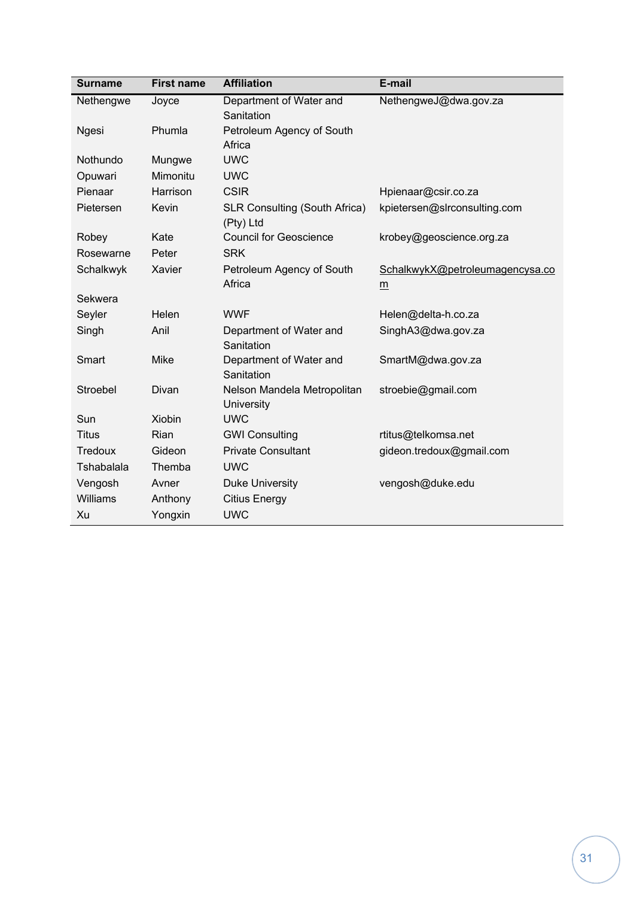| Surname | First name | Affiliation | E-mail |
|---|---|---|---|
| Nethengwe | Joyce | Department of Water and Sanitation | NethengweJ@dwa.gov.za |
| Ngesi | Phumla | Petroleum Agency of South Africa | |
| Nothundo | Mungwe | UWC | |
| Opuwari | Mimonitu | UWC | |
| Pienaar | Harrison | CSIR | Hpienaar@csir.co.za |
| Pietersen | Kevin | SLR Consulting (South Africa) (Pty) Ltd | kpietersen@slrconsulting.com |
| Robey | Kate | Council for Geoscience | krobey@geoscience.org.za |
| Rosewarne | Peter | SRK | |
| Schalkwyk | Xavier | Petroleum Agency of South Africa | SchalkwykX@petroleumagencysa.com |
| Sekwera | | | |
| Seyler | Helen | WWF | Helen@delta-h.co.za |
| Singh | Anil | Department of Water and Sanitation | SinghA3@dwa.gov.za |
| Smart | Mike | Department of Water and Sanitation | SmartM@dwa.gov.za |
| Stroebel | Divan | Nelson Mandela Metropolitan University | stroebie@gmail.com |
| Sun | Xiobin | UWC | |
| Titus | Rian | GWI Consulting | rtitus@telkomsa.net |
| Tredoux | Gideon | Private Consultant | gideon.tredoux@gmail.com |
| Tshabalala | Themba | UWC | |
| Vengosh | Avner | Duke University | vengosh@duke.edu |
| Williams | Anthony | Citius Energy | |
| Xu | Yongxin | UWC | |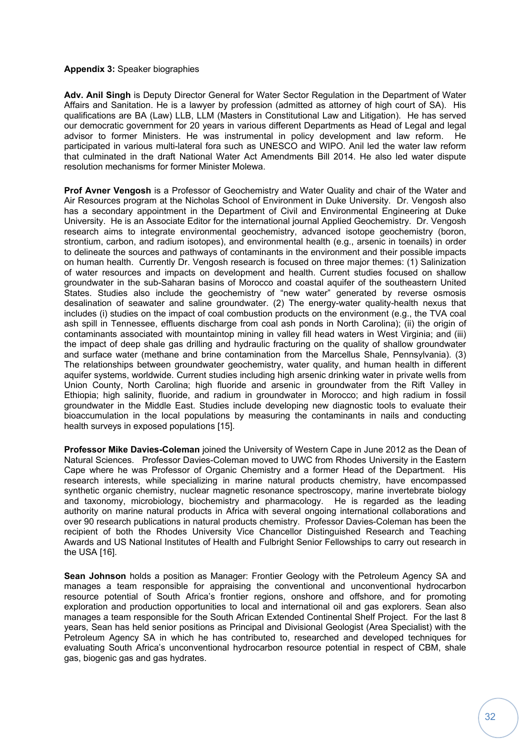**Appendix 3:** Speaker biographies

**Adv. Anil Singh** is Deputy Director General for Water Sector Regulation in the Department of Water Affairs and Sanitation. He is a lawyer by profession (admitted as attorney of high court of SA). His qualifications are BA (Law) LLB, LLM (Masters in Constitutional Law and Litigation). He has served our democratic government for 20 years in various different Departments as Head of Legal and legal advisor to former Ministers. He was instrumental in policy development and law reform. He participated in various multi-lateral fora such as UNESCO and WIPO. Anil led the water law reform that culminated in the draft National Water Act Amendments Bill 2014. He also led water dispute resolution mechanisms for former Minister Molewa.

**Prof Avner Vengosh** is a Professor of Geochemistry and Water Quality and chair of the Water and Air Resources program at the Nicholas School of Environment in Duke University. Dr. Vengosh also has a secondary appointment in the Department of Civil and Environmental Engineering at Duke University. He is an Associate Editor for the international journal Applied Geochemistry. Dr. Vengosh research aims to integrate environmental geochemistry, advanced isotope geochemistry (boron, strontium, carbon, and radium isotopes), and environmental health (e.g., arsenic in toenails) in order to delineate the sources and pathways of contaminants in the environment and their possible impacts on human health. Currently Dr. Vengosh research is focused on three major themes: (1) Salinization of water resources and impacts on development and health. Current studies focused on shallow groundwater in the sub-Saharan basins of Morocco and coastal aquifer of the southeastern United States. Studies also include the geochemistry of "new water" generated by reverse osmosis desalination of seawater and saline groundwater. (2) The energy-water quality-health nexus that includes (i) studies on the impact of coal combustion products on the environment (e.g., the TVA coal ash spill in Tennessee, effluents discharge from coal ash ponds in North Carolina); (ii) the origin of contaminants associated with mountaintop mining in valley fill head waters in West Virginia; and (iii) the impact of deep shale gas drilling and hydraulic fracturing on the quality of shallow groundwater and surface water (methane and brine contamination from the Marcellus Shale, Pennsylvania). (3) The relationships between groundwater geochemistry, water quality, and human health in different aquifer systems, worldwide. Current studies including high arsenic drinking water in private wells from Union County, North Carolina; high fluoride and arsenic in groundwater from the Rift Valley in Ethiopia; high salinity, fluoride, and radium in groundwater in Morocco; and high radium in fossil groundwater in the Middle East. Studies include developing new diagnostic tools to evaluate their bioaccumulation in the local populations by measuring the contaminants in nails and conducting health surveys in exposed populations [15].

**Professor Mike Davies-Coleman** joined the University of Western Cape in June 2012 as the Dean of Natural Sciences. Professor Davies-Coleman moved to UWC from Rhodes University in the Eastern Cape where he was Professor of Organic Chemistry and a former Head of the Department. His research interests, while specializing in marine natural products chemistry, have encompassed synthetic organic chemistry, nuclear magnetic resonance spectroscopy, marine invertebrate biology and taxonomy, microbiology, biochemistry and pharmacology. He is regarded as the leading authority on marine natural products in Africa with several ongoing international collaborations and over 90 research publications in natural products chemistry. Professor Davies-Coleman has been the recipient of both the Rhodes University Vice Chancellor Distinguished Research and Teaching Awards and US National Institutes of Health and Fulbright Senior Fellowships to carry out research in the USA [16].

**Sean Johnson** holds a position as Manager: Frontier Geology with the Petroleum Agency SA and manages a team responsible for appraising the conventional and unconventional hydrocarbon resource potential of South Africa's frontier regions, onshore and offshore, and for promoting exploration and production opportunities to local and international oil and gas explorers. Sean also manages a team responsible for the South African Extended Continental Shelf Project. For the last 8 years, Sean has held senior positions as Principal and Divisional Geologist (Area Specialist) with the Petroleum Agency SA in which he has contributed to, researched and developed techniques for evaluating South Africa's unconventional hydrocarbon resource potential in respect of CBM, shale gas, biogenic gas and gas hydrates.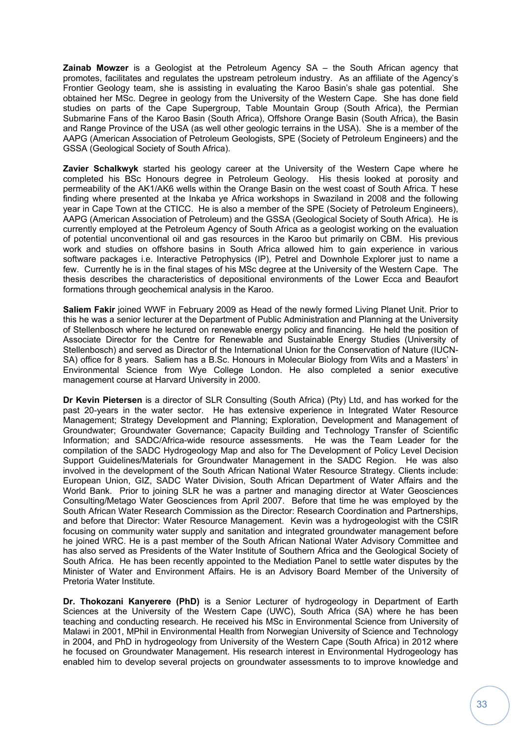**Zainab Mowzer** is a Geologist at the Petroleum Agency SA – the South African agency that promotes, facilitates and regulates the upstream petroleum industry. As an affiliate of the Agency's Frontier Geology team, she is assisting in evaluating the Karoo Basin's shale gas potential. She obtained her MSc. Degree in geology from the University of the Western Cape. She has done field studies on parts of the Cape Supergroup, Table Mountain Group (South Africa), the Permian Submarine Fans of the Karoo Basin (South Africa), Offshore Orange Basin (South Africa), the Basin and Range Province of the USA (as well other geologic terrains in the USA). She is a member of the AAPG (American Association of Petroleum Geologists, SPE (Society of Petroleum Engineers) and the GSSA (Geological Society of South Africa).

**Zavier Schalkwyk** started his geology career at the University of the Western Cape where he completed his BSc Honours degree in Petroleum Geology. His thesis looked at porosity and permeability of the AK1/AK6 wells within the Orange Basin on the west coast of South Africa. T hese finding where presented at the Inkaba ye Africa workshops in Swaziland in 2008 and the following year in Cape Town at the CTICC. He is also a member of the SPE (Society of Petroleum Engineers), AAPG (American Association of Petroleum) and the GSSA (Geological Society of South Africa). He is currently employed at the Petroleum Agency of South Africa as a geologist working on the evaluation of potential unconventional oil and gas resources in the Karoo but primarily on CBM. His previous work and studies on offshore basins in South Africa allowed him to gain experience in various software packages i.e. Interactive Petrophysics (IP), Petrel and Downhole Explorer just to name a few. Currently he is in the final stages of his MSc degree at the University of the Western Cape. The thesis describes the characteristics of depositional environments of the Lower Ecca and Beaufort formations through geochemical analysis in the Karoo.

**Saliem Fakir** joined WWF in February 2009 as Head of the newly formed Living Planet Unit. Prior to this he was a senior lecturer at the Department of Public Administration and Planning at the University of Stellenbosch where he lectured on renewable energy policy and financing. He held the position of Associate Director for the Centre for Renewable and Sustainable Energy Studies (University of Stellenbosch) and served as Director of the International Union for the Conservation of Nature (IUCN-SA) office for 8 years. Saliem has a B.Sc. Honours in Molecular Biology from Wits and a Masters' in Environmental Science from Wye College London. He also completed a senior executive management course at Harvard University in 2000.

**Dr Kevin Pietersen** is a director of SLR Consulting (South Africa) (Pty) Ltd, and has worked for the past 20-years in the water sector. He has extensive experience in Integrated Water Resource Management; Strategy Development and Planning; Exploration, Development and Management of Groundwater; Groundwater Governance; Capacity Building and Technology Transfer of Scientific Information; and SADC/Africa-wide resource assessments. He was the Team Leader for the compilation of the SADC Hydrogeology Map and also for The Development of Policy Level Decision Support Guidelines/Materials for Groundwater Management in the SADC Region. He was also involved in the development of the South African National Water Resource Strategy. Clients include: European Union, GIZ, SADC Water Division, South African Department of Water Affairs and the World Bank. Prior to joining SLR he was a partner and managing director at Water Geosciences Consulting/Metago Water Geosciences from April 2007. Before that time he was employed by the South African Water Research Commission as the Director: Research Coordination and Partnerships, and before that Director: Water Resource Management. Kevin was a hydrogeologist with the CSIR focusing on community water supply and sanitation and integrated groundwater management before he joined WRC. He is a past member of the South African National Water Advisory Committee and has also served as Presidents of the Water Institute of Southern Africa and the Geological Society of South Africa. He has been recently appointed to the Mediation Panel to settle water disputes by the Minister of Water and Environment Affairs. He is an Advisory Board Member of the University of Pretoria Water Institute.

**Dr. Thokozani Kanyerere (PhD)** is a Senior Lecturer of hydrogeology in Department of Earth Sciences at the University of the Western Cape (UWC), South Africa (SA) where he has been teaching and conducting research. He received his MSc in Environmental Science from University of Malawi in 2001, MPhil in Environmental Health from Norwegian University of Science and Technology in 2004, and PhD in hydrogeology from University of the Western Cape (South Africa) in 2012 where he focused on Groundwater Management. His research interest in Environmental Hydrogeology has enabled him to develop several projects on groundwater assessments to to improve knowledge and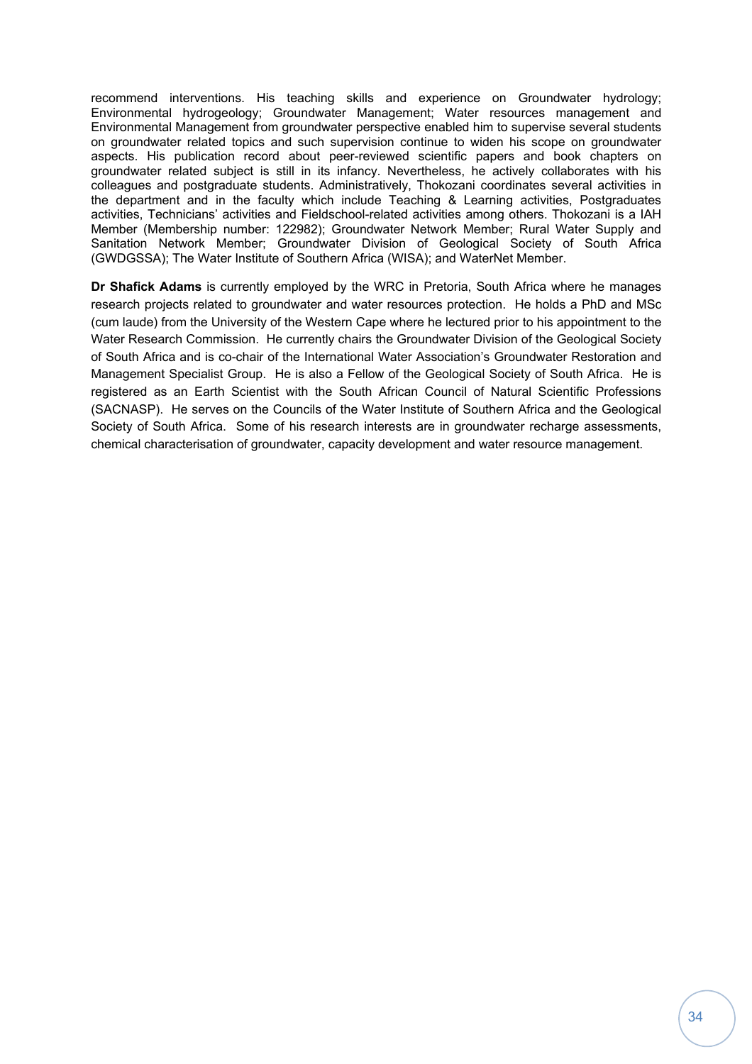recommend interventions. His teaching skills and experience on Groundwater hydrology; Environmental hydrogeology; Groundwater Management; Water resources management and Environmental Management from groundwater perspective enabled him to supervise several students on groundwater related topics and such supervision continue to widen his scope on groundwater aspects. His publication record about peer-reviewed scientific papers and book chapters on groundwater related subject is still in its infancy. Nevertheless, he actively collaborates with his colleagues and postgraduate students. Administratively, Thokozani coordinates several activities in the department and in the faculty which include Teaching & Learning activities, Postgraduates activities, Technicians' activities and Fieldschool-related activities among others. Thokozani is a IAH Member (Membership number: 122982); Groundwater Network Member; Rural Water Supply and Sanitation Network Member; Groundwater Division of Geological Society of South Africa (GWDGSSA); The Water Institute of Southern Africa (WISA); and WaterNet Member.

**Dr Shafick Adams** is currently employed by the WRC in Pretoria, South Africa where he manages research projects related to groundwater and water resources protection. He holds a PhD and MSc (cum laude) from the University of the Western Cape where he lectured prior to his appointment to the Water Research Commission. He currently chairs the Groundwater Division of the Geological Society of South Africa and is co-chair of the International Water Association's Groundwater Restoration and Management Specialist Group. He is also a Fellow of the Geological Society of South Africa. He is registered as an Earth Scientist with the South African Council of Natural Scientific Professions (SACNASP). He serves on the Councils of the Water Institute of Southern Africa and the Geological Society of South Africa. Some of his research interests are in groundwater recharge assessments, chemical characterisation of groundwater, capacity development and water resource management.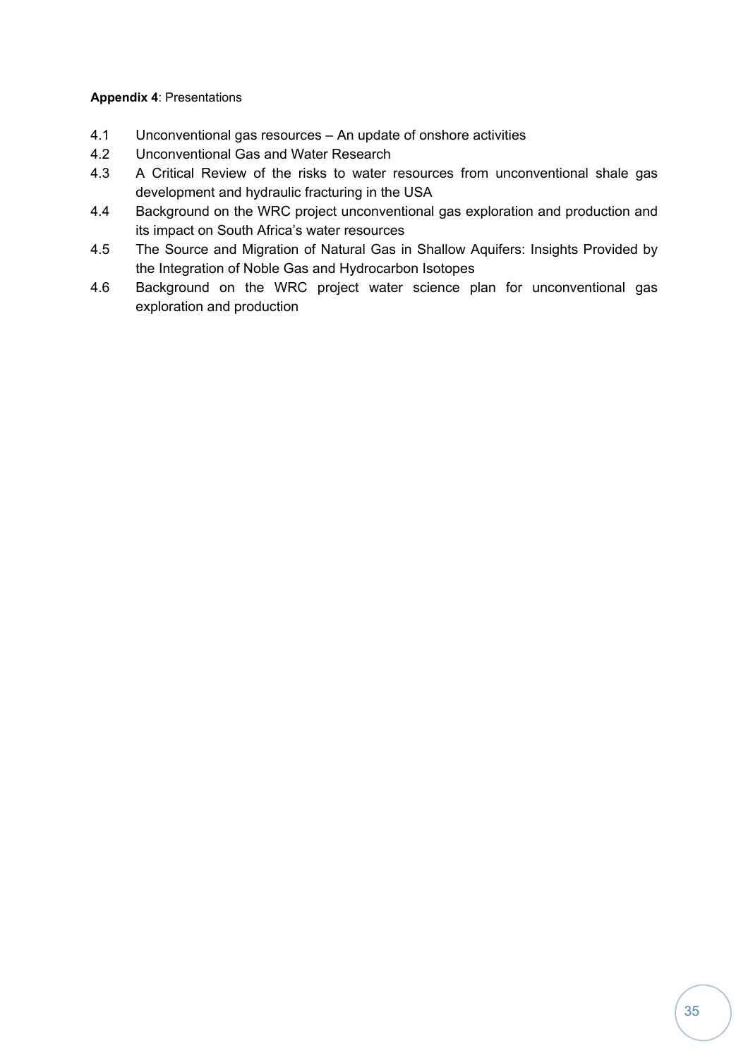**Appendix 4**: Presentations

4.1 Unconventional gas resources – An update of onshore activities

4.2 Unconventional Gas and Water Research

4.3 A Critical Review of the risks to water resources from unconventional shale gas development and hydraulic fracturing in the USA

4.4 Background on the WRC project unconventional gas exploration and production and its impact on South Africa's water resources

4.5 The Source and Migration of Natural Gas in Shallow Aquifers: Insights Provided by the Integration of Noble Gas and Hydrocarbon Isotopes

4.6 Background on the WRC project water science plan for unconventional gas exploration and production